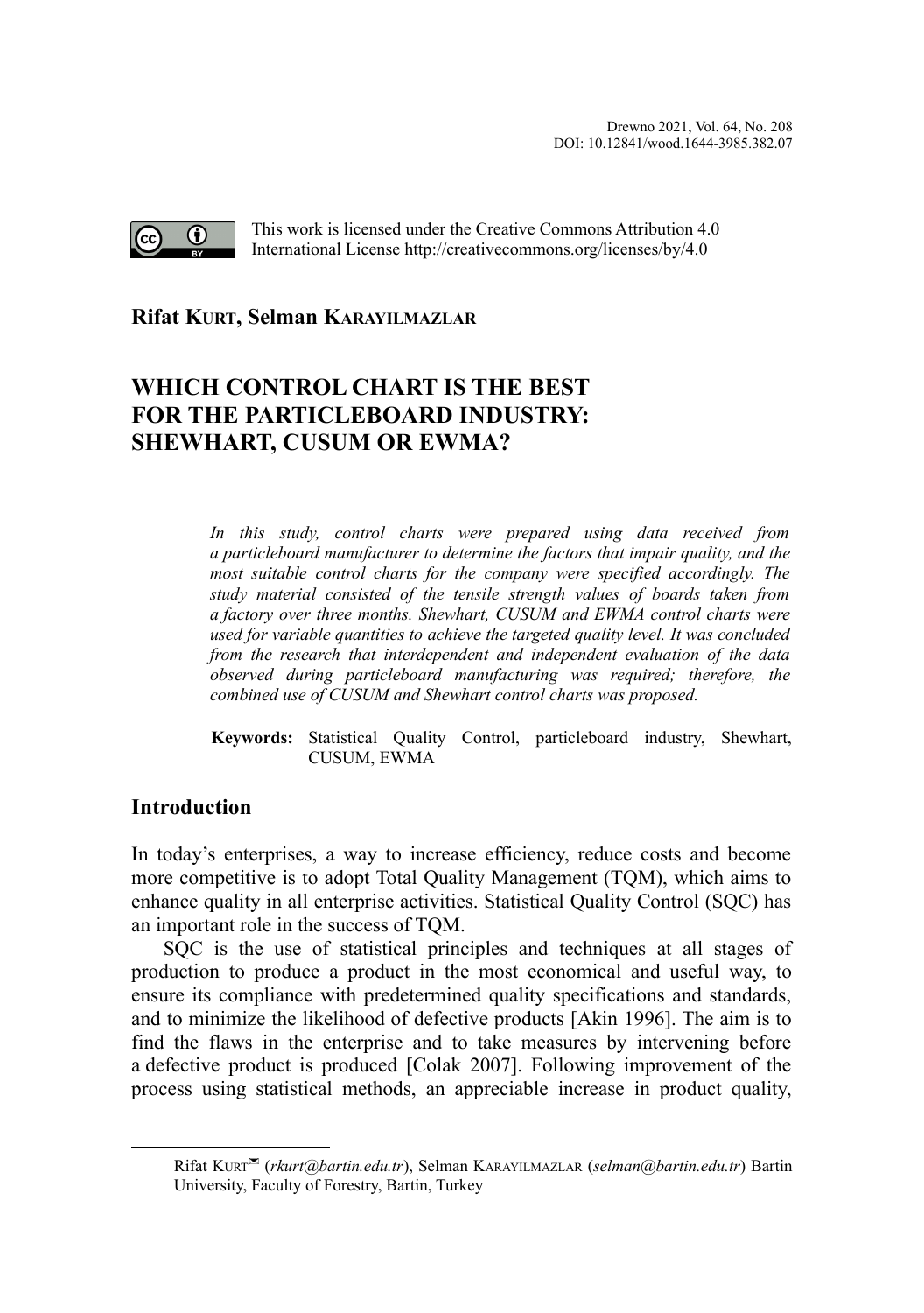Drewno 2021, Vol. 64, No. 208
DOI: 10.12841/wood.1644-3985.382.07

This work is licensed under the Creative Commons Attribution 4.0 International License http://creativecommons.org/licenses/by/4.0

**Rifat KURT, Selman KARAYILMAZLAR**

# WHICH CONTROL CHART IS THE BEST FOR THE PARTICLEBOARD INDUSTRY: SHEWHART, CUSUM OR EWMA?

*In this study, control charts were prepared using data received from a particleboard manufacturer to determine the factors that impair quality, and the most suitable control charts for the company were specified accordingly. The study material consisted of the tensile strength values of boards taken from a factory over three months. Shewhart, CUSUM and EWMA control charts were used for variable quantities to achieve the targeted quality level. It was concluded from the research that interdependent and independent evaluation of the data observed during particleboard manufacturing was required; therefore, the combined use of CUSUM and Shewhart control charts was proposed.*

**Keywords:** Statistical Quality Control, particleboard industry, Shewhart, CUSUM, EWMA

## Introduction

In today's enterprises, a way to increase efficiency, reduce costs and become more competitive is to adopt Total Quality Management (TQM), which aims to enhance quality in all enterprise activities. Statistical Quality Control (SQC) has an important role in the success of TQM.

SQC is the use of statistical principles and techniques at all stages of production to produce a product in the most economical and useful way, to ensure its compliance with predetermined quality specifications and standards, and to minimize the likelihood of defective products [Akin 1996]. The aim is to find the flaws in the enterprise and to take measures by intervening before a defective product is produced [Colak 2007]. Following improvement of the process using statistical methods, an appreciable increase in product quality,

---

Rifat KURT (*rkurt@bartin.edu.tr*), Selman KARAYILMAZLAR (*selman@bartin.edu.tr*) Bartin University, Faculty of Forestry, Bartin, Turkey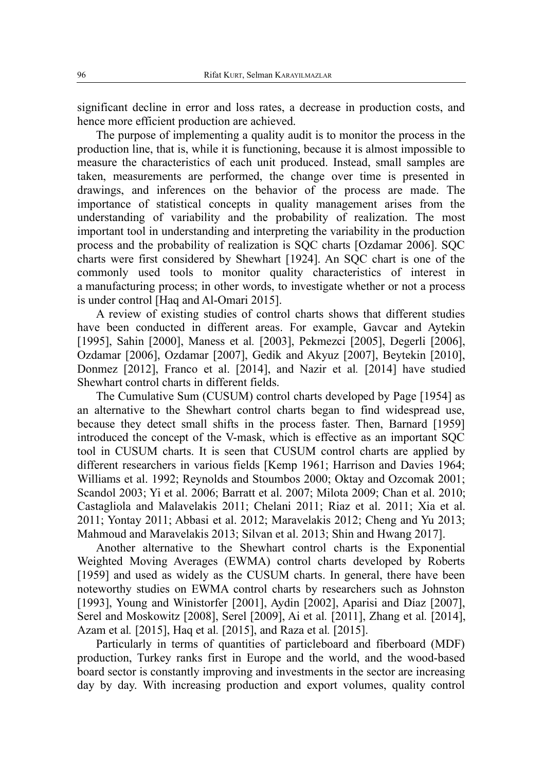significant decline in error and loss rates, a decrease in production costs, and hence more efficient production are achieved.

The purpose of implementing a quality audit is to monitor the process in the production line, that is, while it is functioning, because it is almost impossible to measure the characteristics of each unit produced. Instead, small samples are taken, measurements are performed, the change over time is presented in drawings, and inferences on the behavior of the process are made. The importance of statistical concepts in quality management arises from the understanding of variability and the probability of realization. The most important tool in understanding and interpreting the variability in the production process and the probability of realization is SQC charts [Ozdamar 2006]. SQC charts were first considered by Shewhart [1924]. An SQC chart is one of the commonly used tools to monitor quality characteristics of interest in a manufacturing process; in other words, to investigate whether or not a process is under control [Haq and Al-Omari 2015].

A review of existing studies of control charts shows that different studies have been conducted in different areas. For example, Gavcar and Aytekin [1995], Sahin [2000], Maness et al. [2003], Pekmezci [2005], Degerli [2006], Ozdamar [2006], Ozdamar [2007], Gedik and Akyuz [2007], Beytekin [2010], Donmez [2012], Franco et al. [2014], and Nazir et al. [2014] have studied Shewhart control charts in different fields.

The Cumulative Sum (CUSUM) control charts developed by Page [1954] as an alternative to the Shewhart control charts began to find widespread use, because they detect small shifts in the process faster. Then, Barnard [1959] introduced the concept of the V-mask, which is effective as an important SQC tool in CUSUM charts. It is seen that CUSUM control charts are applied by different researchers in various fields [Kemp 1961; Harrison and Davies 1964; Williams et al. 1992; Reynolds and Stoumbos 2000; Oktay and Ozcomak 2001; Scandol 2003; Yi et al. 2006; Barratt et al. 2007; Milota 2009; Chan et al. 2010; Castagliola and Malavelakis 2011; Chelani 2011; Riaz et al. 2011; Xia et al. 2011; Yontay 2011; Abbasi et al. 2012; Maravelakis 2012; Cheng and Yu 2013; Mahmoud and Maravelakis 2013; Silvan et al. 2013; Shin and Hwang 2017].

Another alternative to the Shewhart control charts is the Exponential Weighted Moving Averages (EWMA) control charts developed by Roberts [1959] and used as widely as the CUSUM charts. In general, there have been noteworthy studies on EWMA control charts by researchers such as Johnston [1993], Young and Winistorfer [2001], Aydin [2002], Aparisi and Díaz [2007], Serel and Moskowitz [2008], Serel [2009], Ai et al. [2011], Zhang et al. [2014], Azam et al. [2015], Haq et al. [2015], and Raza et al. [2015].

Particularly in terms of quantities of particleboard and fiberboard (MDF) production, Turkey ranks first in Europe and the world, and the wood-based board sector is constantly improving and investments in the sector are increasing day by day. With increasing production and export volumes, quality control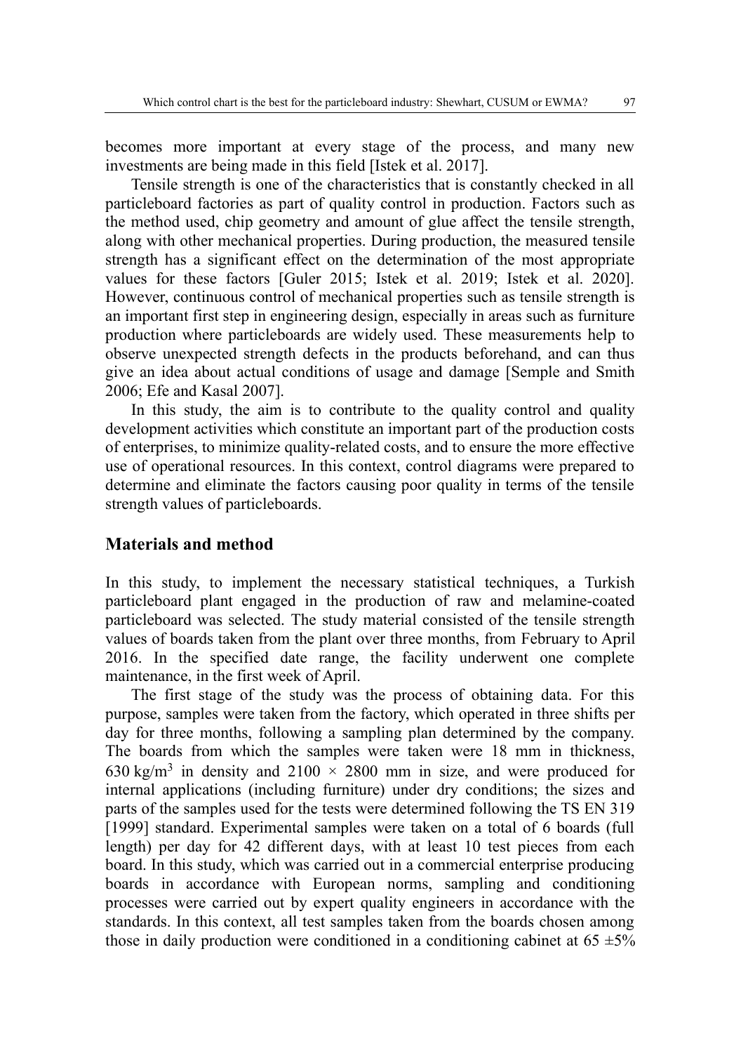becomes more important at every stage of the process, and many new investments are being made in this field [Istek et al. 2017].

Tensile strength is one of the characteristics that is constantly checked in all particleboard factories as part of quality control in production. Factors such as the method used, chip geometry and amount of glue affect the tensile strength, along with other mechanical properties. During production, the measured tensile strength has a significant effect on the determination of the most appropriate values for these factors [Guler 2015; Istek et al. 2019; Istek et al. 2020]. However, continuous control of mechanical properties such as tensile strength is an important first step in engineering design, especially in areas such as furniture production where particleboards are widely used. These measurements help to observe unexpected strength defects in the products beforehand, and can thus give an idea about actual conditions of usage and damage [Semple and Smith 2006; Efe and Kasal 2007].

In this study, the aim is to contribute to the quality control and quality development activities which constitute an important part of the production costs of enterprises, to minimize quality-related costs, and to ensure the more effective use of operational resources. In this context, control diagrams were prepared to determine and eliminate the factors causing poor quality in terms of the tensile strength values of particleboards.

## Materials and method

In this study, to implement the necessary statistical techniques, a Turkish particleboard plant engaged in the production of raw and melamine-coated particleboard was selected. The study material consisted of the tensile strength values of boards taken from the plant over three months, from February to April 2016. In the specified date range, the facility underwent one complete maintenance, in the first week of April.

The first stage of the study was the process of obtaining data. For this purpose, samples were taken from the factory, which operated in three shifts per day for three months, following a sampling plan determined by the company. The boards from which the samples were taken were 18 mm in thickness, 630 kg/m$^3$ in density and 2100 × 2800 mm in size, and were produced for internal applications (including furniture) under dry conditions; the sizes and parts of the samples used for the tests were determined following the TS EN 319 [1999] standard. Experimental samples were taken on a total of 6 boards (full length) per day for 42 different days, with at least 10 test pieces from each board. In this study, which was carried out in a commercial enterprise producing boards in accordance with European norms, sampling and conditioning processes were carried out by expert quality engineers in accordance with the standards. In this context, all test samples taken from the boards chosen among those in daily production were conditioned in a conditioning cabinet at 65 ±5%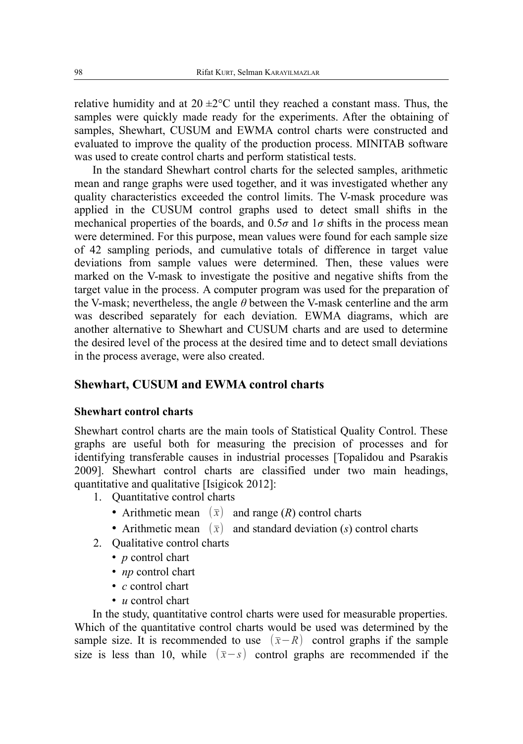relative humidity and at 20 ±2°C until they reached a constant mass. Thus, the samples were quickly made ready for the experiments. After the obtaining of samples, Shewhart, CUSUM and EWMA control charts were constructed and evaluated to improve the quality of the production process. MINITAB software was used to create control charts and perform statistical tests.

In the standard Shewhart control charts for the selected samples, arithmetic mean and range graphs were used together, and it was investigated whether any quality characteristics exceeded the control limits. The V-mask procedure was applied in the CUSUM control graphs used to detect small shifts in the mechanical properties of the boards, and $0.5\sigma$ and $1\sigma$ shifts in the process mean were determined. For this purpose, mean values were found for each sample size of 42 sampling periods, and cumulative totals of difference in target value deviations from sample values were determined. Then, these values were marked on the V-mask to investigate the positive and negative shifts from the target value in the process. A computer program was used for the preparation of the V-mask; nevertheless, the angle $\theta$ between the V-mask centerline and the arm was described separately for each deviation. EWMA diagrams, which are another alternative to Shewhart and CUSUM charts and are used to determine the desired level of the process at the desired time and to detect small deviations in the process average, were also created.

## Shewhart, CUSUM and EWMA control charts

### Shewhart control charts

Shewhart control charts are the main tools of Statistical Quality Control. These graphs are useful both for measuring the precision of processes and for identifying transferable causes in industrial processes [Topalidou and Psarakis 2009]. Shewhart control charts are classified under two main headings, quantitative and qualitative [Isigicok 2012]:

1. Quantitative control charts
   - Arithmetic mean $(\bar{x})$ and range ($R$) control charts
   - Arithmetic mean $(\bar{x})$ and standard deviation ($s$) control charts
2. Qualitative control charts
   - $p$ control chart
   - $np$ control chart
   - $c$ control chart
   - $u$ control chart

In the study, quantitative control charts were used for measurable properties. Which of the quantitative control charts would be used was determined by the sample size. It is recommended to use $(\bar{x}-R)$ control graphs if the sample size is less than 10, while $(\bar{x}-s)$ control graphs are recommended if the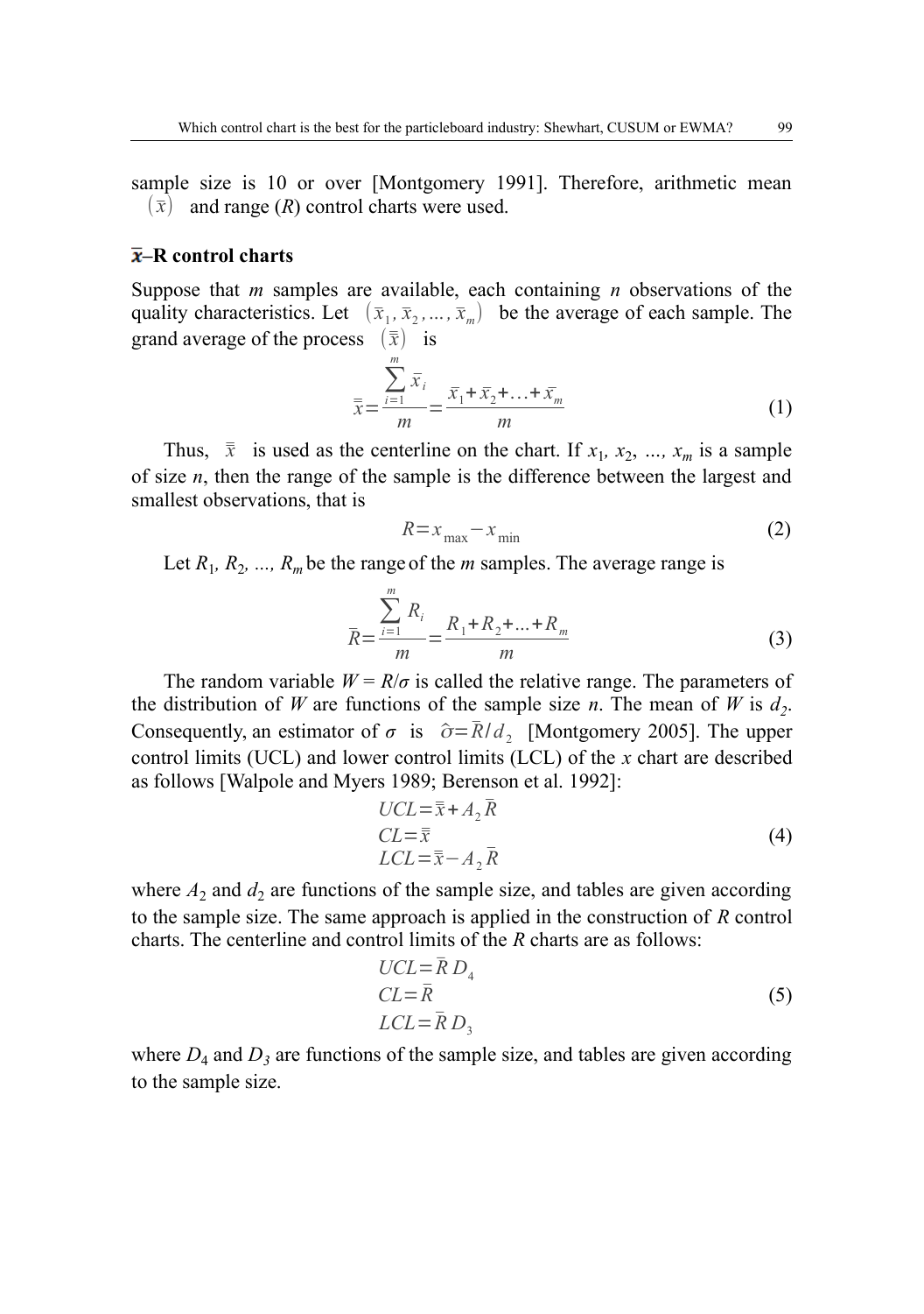sample size is 10 or over [Montgomery 1991]. Therefore, arithmetic mean $(\bar{x})$ and range (*R*) control charts were used.

### $\bar{x}$–R control charts

Suppose that *m* samples are available, each containing *n* observations of the quality characteristics. Let $(\bar{x}_1, \bar{x}_2, ..., \bar{x}_m)$ be the average of each sample. The grand average of the process $(\bar{\bar{x}})$ is

$$\bar{\bar{x}} = \frac{\sum_{i=1}^{m} \bar{x}_i}{m} = \frac{\bar{x}_1 + \bar{x}_2 + \ldots + \bar{x}_m}{m} \tag{1}$$

Thus, $\bar{\bar{x}}$ is used as the centerline on the chart. If $x_1, x_2, ..., x_m$ is a sample of size *n*, then the range of the sample is the difference between the largest and smallest observations, that is

$$R = x_{\max} - x_{\min} \tag{2}$$

Let $R_1, R_2, ..., R_m$ be the range of the *m* samples. The average range is

$$\bar{R} = \frac{\sum_{i=1}^{m} R_i}{m} = \frac{R_1 + R_2 + ... + R_m}{m} \tag{3}$$

The random variable $W = R/\sigma$ is called the relative range. The parameters of the distribution of *W* are functions of the sample size *n*. The mean of *W* is $d_2$. Consequently, an estimator of $\sigma$ is $\hat{\sigma} = \bar{R}/d_2$ [Montgomery 2005]. The upper control limits (UCL) and lower control limits (LCL) of the *x* chart are described as follows [Walpole and Myers 1989; Berenson et al. 1992]:

$$\begin{aligned} UCL &= \bar{\bar{x}} + A_2 \bar{R} \\ CL &= \bar{\bar{x}} \\ LCL &= \bar{\bar{x}} - A_2 \bar{R} \end{aligned} \tag{4}$$

where $A_2$ and $d_2$ are functions of the sample size, and tables are given according to the sample size. The same approach is applied in the construction of *R* control charts. The centerline and control limits of the *R* charts are as follows:

$$\begin{aligned} UCL &= \bar{R} D_4 \\ CL &= \bar{R} \\ LCL &= \bar{R} D_3 \end{aligned} \tag{5}$$

where $D_4$ and $D_3$ are functions of the sample size, and tables are given according to the sample size.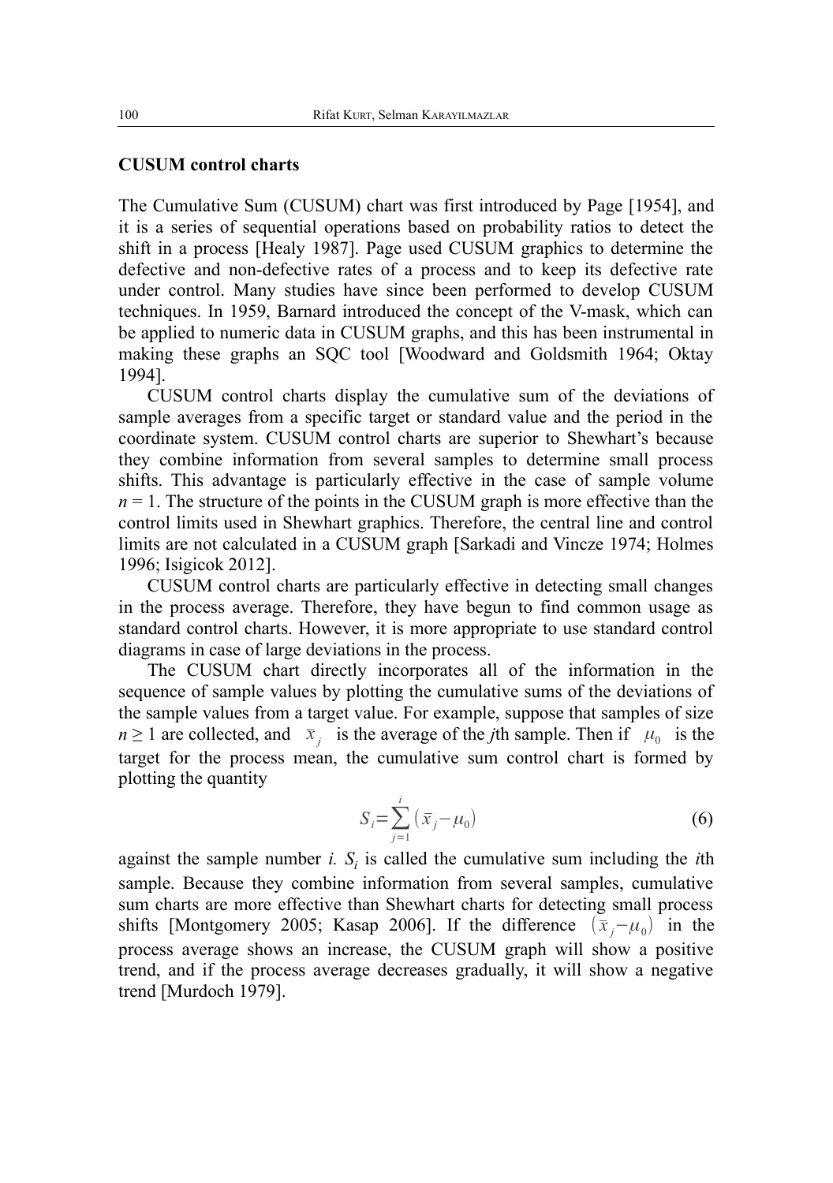### CUSUM control charts

The Cumulative Sum (CUSUM) chart was first introduced by Page [1954], and it is a series of sequential operations based on probability ratios to detect the shift in a process [Healy 1987]. Page used CUSUM graphics to determine the defective and non-defective rates of a process and to keep its defective rate under control. Many studies have since been performed to develop CUSUM techniques. In 1959, Barnard introduced the concept of the V-mask, which can be applied to numeric data in CUSUM graphs, and this has been instrumental in making these graphs an SQC tool [Woodward and Goldsmith 1964; Oktay 1994].

CUSUM control charts display the cumulative sum of the deviations of sample averages from a specific target or standard value and the period in the coordinate system. CUSUM control charts are superior to Shewhart's because they combine information from several samples to determine small process shifts. This advantage is particularly effective in the case of sample volume $n = 1$. The structure of the points in the CUSUM graph is more effective than the control limits used in Shewhart graphics. Therefore, the central line and control limits are not calculated in a CUSUM graph [Sarkadi and Vincze 1974; Holmes 1996; Isigicok 2012].

CUSUM control charts are particularly effective in detecting small changes in the process average. Therefore, they have begun to find common usage as standard control charts. However, it is more appropriate to use standard control diagrams in case of large deviations in the process.

The CUSUM chart directly incorporates all of the information in the sequence of sample values by plotting the cumulative sums of the deviations of the sample values from a target value. For example, suppose that samples of size $n \geq 1$ are collected, and $\bar{x}_j$ is the average of the *j*th sample. Then if $\mu_0$ is the target for the process mean, the cumulative sum control chart is formed by plotting the quantity

$$S_i = \sum_{j=1}^{i} \left( \bar{x}_j - \mu_0 \right) \tag{6}$$

against the sample number *i*. $S_i$ is called the cumulative sum including the *i*th sample. Because they combine information from several samples, cumulative sum charts are more effective than Shewhart charts for detecting small process shifts [Montgomery 2005; Kasap 2006]. If the difference $\left( \bar{x}_j - \mu_0 \right)$ in the process average shows an increase, the CUSUM graph will show a positive trend, and if the process average decreases gradually, it will show a negative trend [Murdoch 1979].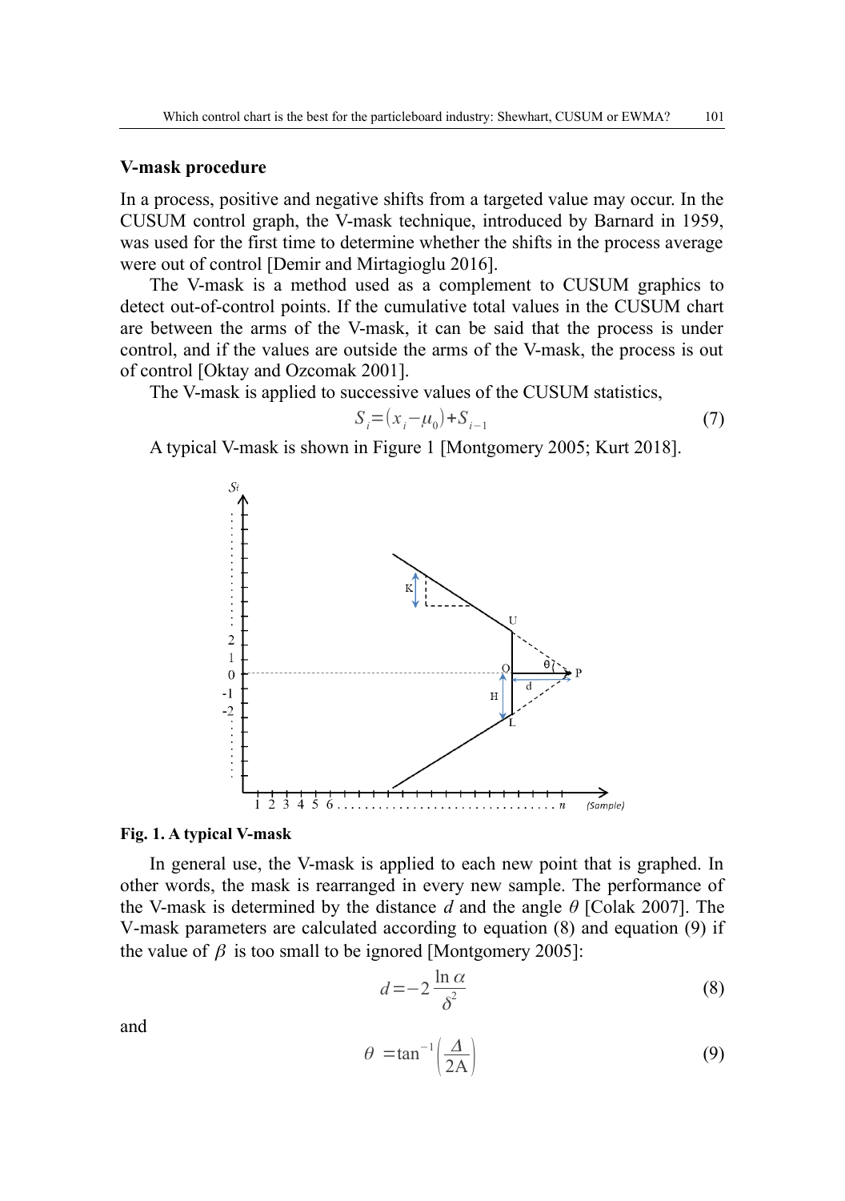## V-mask procedure

In a process, positive and negative shifts from a targeted value may occur. In the CUSUM control graph, the V-mask technique, introduced by Barnard in 1959, was used for the first time to determine whether the shifts in the process average were out of control [Demir and Mirtagioglu 2016].

The V-mask is a method used as a complement to CUSUM graphics to detect out-of-control points. If the cumulative total values in the CUSUM chart are between the arms of the V-mask, it can be said that the process is under control, and if the values are outside the arms of the V-mask, the process is out of control [Oktay and Ozcomak 2001].

The V-mask is applied to successive values of the CUSUM statistics,

$$S_i = (x_i - \mu_0) + S_{i-1} \tag{7}$$

A typical V-mask is shown in Figure 1 [Montgomery 2005; Kurt 2018].

**Fig. 1. A typical V-mask**

In general use, the V-mask is applied to each new point that is graphed. In other words, the mask is rearranged in every new sample. The performance of the V-mask is determined by the distance $d$ and the angle $\theta$ [Colak 2007]. The V-mask parameters are calculated according to equation (8) and equation (9) if the value of $\beta$ is too small to be ignored [Montgomery 2005]:

$$d = -2\frac{\ln \alpha}{\delta^2} \tag{8}$$

and

$$\theta = \tan^{-1}\left(\frac{\Delta}{2\mathrm{A}}\right) \tag{9}$$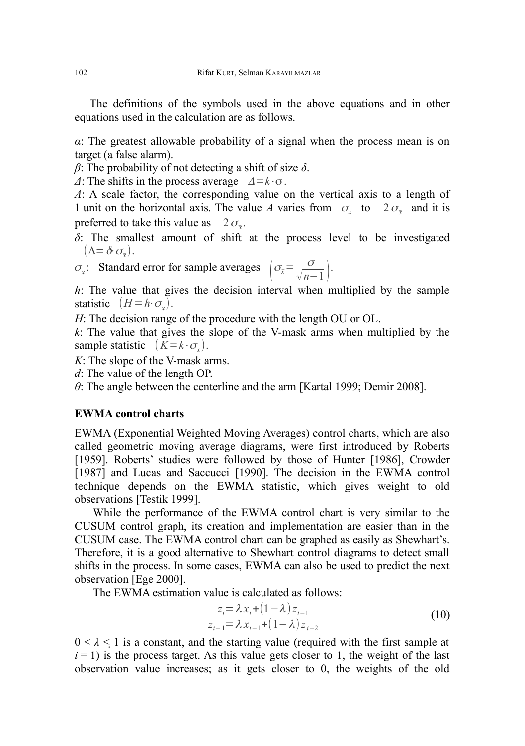The definitions of the symbols used in the above equations and in other equations used in the calculation are as follows.

*α*: The greatest allowable probability of a signal when the process mean is on target (a false alarm).

*β*: The probability of not detecting a shift of size *δ*.

*Δ*: The shifts in the process average $\Delta = k \cdot \sigma$.

*A*: A scale factor, the corresponding value on the vertical axis to a length of 1 unit on the horizontal axis. The value *A* varies from $\sigma_{\bar{x}}$ to $2\sigma_{\bar{x}}$ and it is preferred to take this value as $2\sigma_{\bar{x}}$.

*δ*: The smallest amount of shift at the process level to be investigated $(\Delta = \delta \cdot \sigma_{\bar{x}})$.

$\sigma_{\bar{x}}$: Standard error for sample averages $\left(\sigma_{\bar{x}} = \dfrac{\sigma}{\sqrt{n-1}}\right)$.

*h*: The value that gives the decision interval when multiplied by the sample statistic $(H = h \cdot \sigma_{\bar{x}})$.

*H*: The decision range of the procedure with the length OU or OL.

*k*: The value that gives the slope of the V-mask arms when multiplied by the sample statistic $(K = k \cdot \sigma_{\bar{x}})$.

*K*: The slope of the V-mask arms.

*d*: The value of the length OP.

*θ*: The angle between the centerline and the arm [Kartal 1999; Demir 2008].

**EWMA control charts**

EWMA (Exponential Weighted Moving Averages) control charts, which are also called geometric moving average diagrams, were first introduced by Roberts [1959]. Roberts' studies were followed by those of Hunter [1986], Crowder [1987] and Lucas and Saccucci [1990]. The decision in the EWMA control technique depends on the EWMA statistic, which gives weight to old observations [Testik 1999].

While the performance of the EWMA control chart is very similar to the CUSUM control graph, its creation and implementation are easier than in the CUSUM case. The EWMA control chart can be graphed as easily as Shewhart's. Therefore, it is a good alternative to Shewhart control diagrams to detect small shifts in the process. In some cases, EWMA can also be used to predict the next observation [Ege 2000].

The EWMA estimation value is calculated as follows:

$$
\begin{aligned}
z_i &= \lambda \bar{x}_i + (1-\lambda) z_{i-1} \\
z_{i-1} &= \lambda \bar{x}_{i-1} + (1-\lambda) z_{i-2}
\end{aligned}
\tag{10}
$$

$0 < \lambda \leq 1$ is a constant, and the starting value (required with the first sample at $i = 1$) is the process target. As this value gets closer to 1, the weight of the last observation value increases; as it gets closer to 0, the weights of the old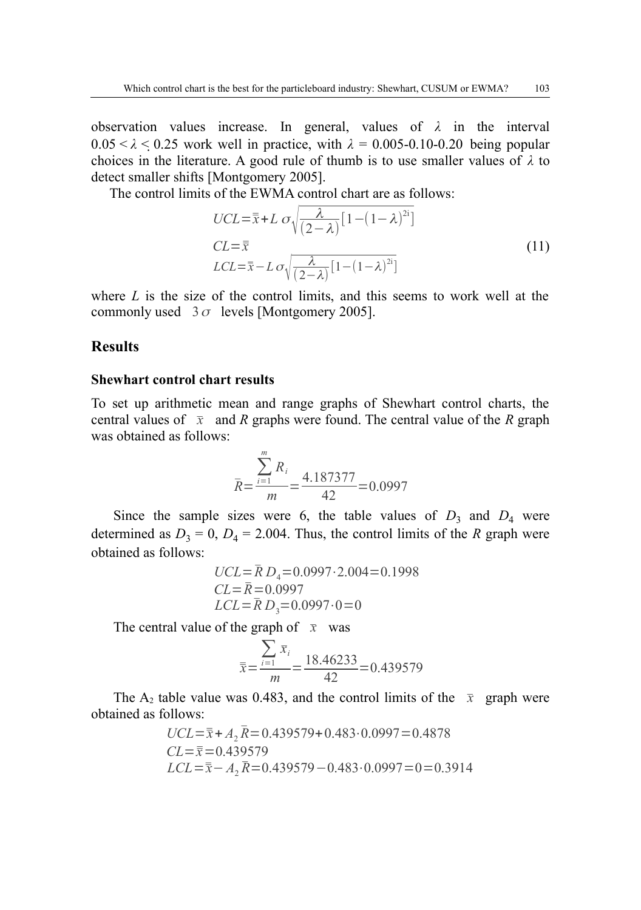observation values increase. In general, values of $\lambda$ in the interval $0.05 < \lambda < 0.25$ work well in practice, with $\lambda = 0.005$-$0.10$-$0.20$ being popular choices in the literature. A good rule of thumb is to use smaller values of $\lambda$ to detect smaller shifts [Montgomery 2005].

The control limits of the EWMA control chart are as follows:

$$
\begin{aligned}
UCL &= \bar{\bar{x}} + L\,\sigma\sqrt{\frac{\lambda}{(2-\lambda)}\left[1-(1-\lambda)^{2i}\right]} \\
CL &= \bar{\bar{x}} \\
LCL &= \bar{\bar{x}} - L\,\sigma\sqrt{\frac{\lambda}{(2-\lambda)}\left[1-(1-\lambda)^{2i}\right]}
\end{aligned}
\tag{11}
$$

where $L$ is the size of the control limits, and this seems to work well at the commonly used $3\sigma$ levels [Montgomery 2005].

## Results

### Shewhart control chart results

To set up arithmetic mean and range graphs of Shewhart control charts, the central values of $\bar{x}$ and $R$ graphs were found. The central value of the $R$ graph was obtained as follows:

$$
\bar{R} = \frac{\sum_{i=1}^{m} R_i}{m} = \frac{4.187377}{42} = 0.0997
$$

Since the sample sizes were 6, the table values of $D_3$ and $D_4$ were determined as $D_3 = 0$, $D_4 = 2.004$. Thus, the control limits of the $R$ graph were obtained as follows:

$$
\begin{aligned}
UCL &= \bar{R}\,D_4 = 0.0997 \cdot 2.004 = 0.1998 \\
CL &= \bar{R} = 0.0997 \\
LCL &= \bar{R}\,D_3 = 0.0997 \cdot 0 = 0
\end{aligned}
$$

The central value of the graph of $\bar{x}$ was

$$
\bar{\bar{x}} = \frac{\sum_{i=1} \bar{x}_i}{m} = \frac{18.46233}{42} = 0.439579
$$

The $A_2$ table value was 0.483, and the control limits of the $\bar{x}$ graph were obtained as follows:

$$
\begin{aligned}
UCL &= \bar{\bar{x}} + A_2\,\bar{R} = 0.439579 + 0.483 \cdot 0.0997 = 0.4878 \\
CL &= \bar{\bar{x}} = 0.439579 \\
LCL &= \bar{\bar{x}} - A_2\,\bar{R} = 0.439579 - 0.483 \cdot 0.0997 = 0 = 0.3914
\end{aligned}
$$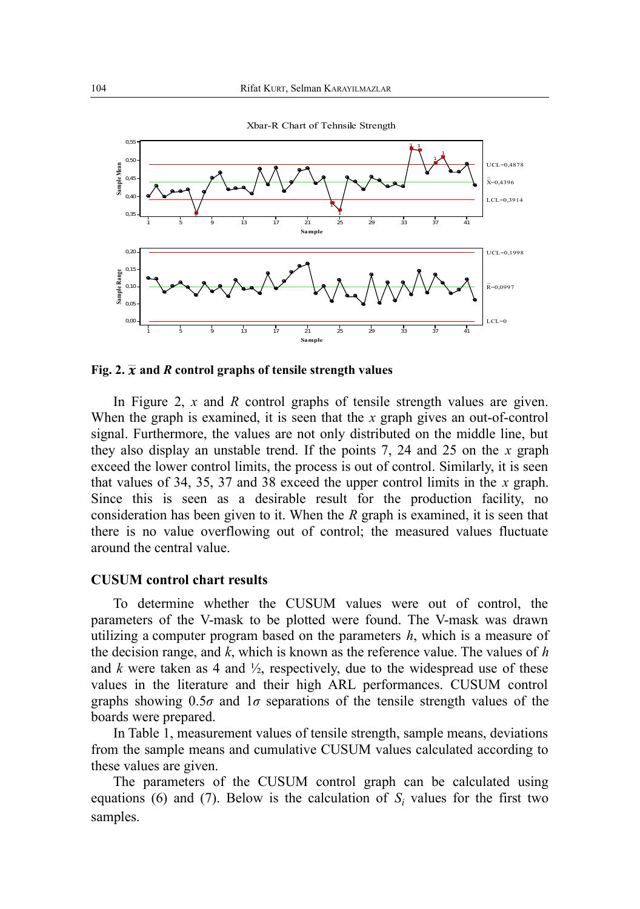**Fig. 2.** $\bar{\bar{x}}$ **and** ***R*** **control graphs of tensile strength values**

In Figure 2, *x* and *R* control graphs of tensile strength values are given. When the graph is examined, it is seen that the *x* graph gives an out-of-control signal. Furthermore, the values are not only distributed on the middle line, but they also display an unstable trend. If the points 7, 24 and 25 on the *x* graph exceed the lower control limits, the process is out of control. Similarly, it is seen that values of 34, 35, 37 and 38 exceed the upper control limits in the *x* graph. Since this is seen as a desirable result for the production facility, no consideration has been given to it. When the *R* graph is examined, it is seen that there is no value overflowing out of control; the measured values fluctuate around the central value.

### CUSUM control chart results

To determine whether the CUSUM values were out of control, the parameters of the V-mask to be plotted were found. The V-mask was drawn utilizing a computer program based on the parameters $h$, which is a measure of the decision range, and $k$, which is known as the reference value. The values of $h$ and $k$ were taken as 4 and ½, respectively, due to the widespread use of these values in the literature and their high ARL performances. CUSUM control graphs showing $0.5\sigma$ and $1\sigma$ separations of the tensile strength values of the boards were prepared.

In Table 1, measurement values of tensile strength, sample means, deviations from the sample means and cumulative CUSUM values calculated according to these values are given.

The parameters of the CUSUM control graph can be calculated using equations (6) and (7). Below is the calculation of $S_i$ values for the first two samples.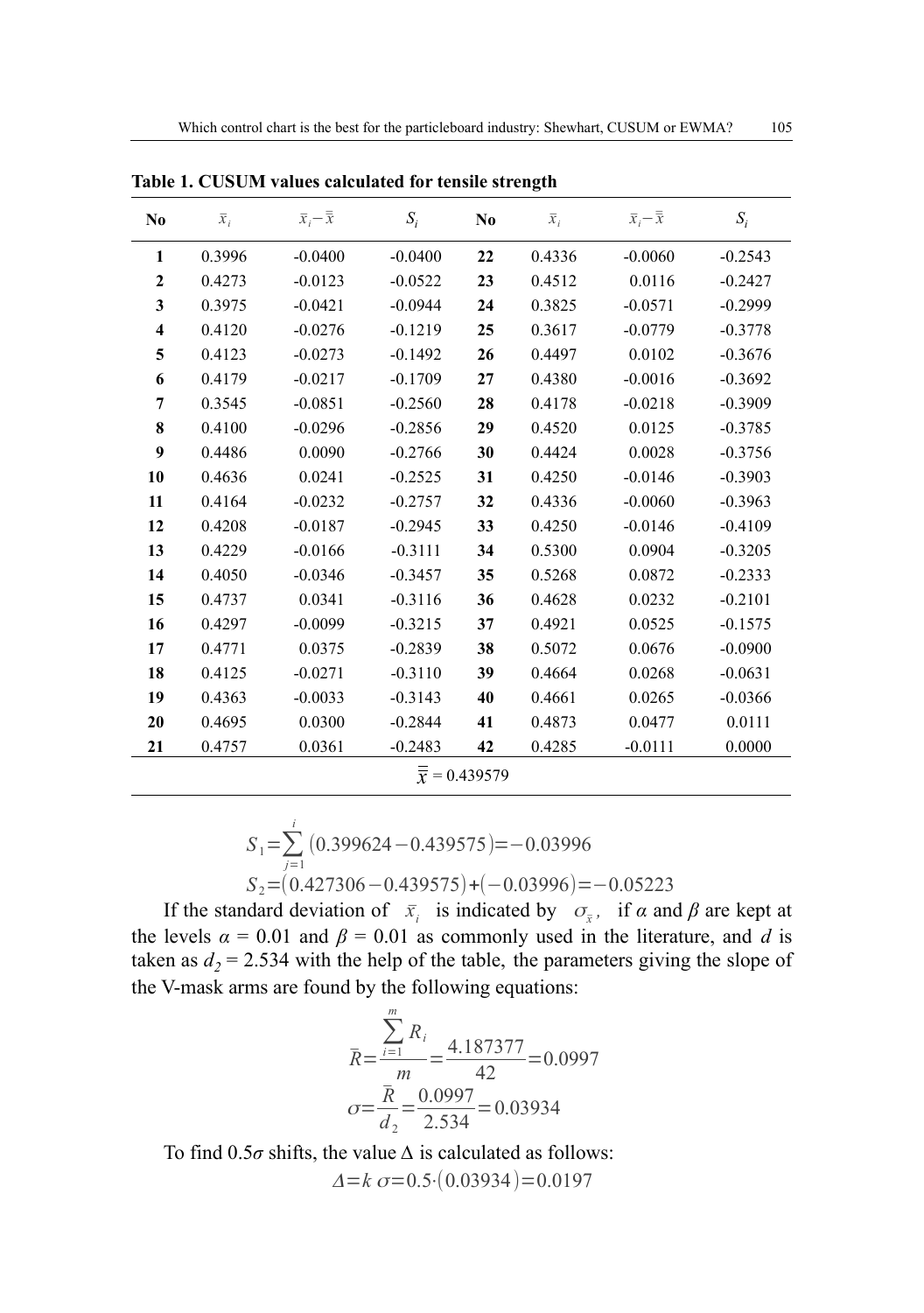**Table 1. CUSUM values calculated for tensile strength**

| No | $\bar{x}_i$ | $\bar{x}_i - \bar{\bar{x}}$ | $S_i$ | No | $\bar{x}_i$ | $\bar{x}_i - \bar{\bar{x}}$ | $S_i$ |
|---|---|---|---|---|---|---|---|
| **1** | 0.3996 | -0.0400 | -0.0400 | **22** | 0.4336 | -0.0060 | -0.2543 |
| **2** | 0.4273 | -0.0123 | -0.0522 | **23** | 0.4512 | 0.0116 | -0.2427 |
| **3** | 0.3975 | -0.0421 | -0.0944 | **24** | 0.3825 | -0.0571 | -0.2999 |
| **4** | 0.4120 | -0.0276 | -0.1219 | **25** | 0.3617 | -0.0779 | -0.3778 |
| **5** | 0.4123 | -0.0273 | -0.1492 | **26** | 0.4497 | 0.0102 | -0.3676 |
| **6** | 0.4179 | -0.0217 | -0.1709 | **27** | 0.4380 | -0.0016 | -0.3692 |
| **7** | 0.3545 | -0.0851 | -0.2560 | **28** | 0.4178 | -0.0218 | -0.3909 |
| **8** | 0.4100 | -0.0296 | -0.2856 | **29** | 0.4520 | 0.0125 | -0.3785 |
| **9** | 0.4486 | 0.0090 | -0.2766 | **30** | 0.4424 | 0.0028 | -0.3756 |
| **10** | 0.4636 | 0.0241 | -0.2525 | **31** | 0.4250 | -0.0146 | -0.3903 |
| **11** | 0.4164 | -0.0232 | -0.2757 | **32** | 0.4336 | -0.0060 | -0.3963 |
| **12** | 0.4208 | -0.0187 | -0.2945 | **33** | 0.4250 | -0.0146 | -0.4109 |
| **13** | 0.4229 | -0.0166 | -0.3111 | **34** | 0.5300 | 0.0904 | -0.3205 |
| **14** | 0.4050 | -0.0346 | -0.3457 | **35** | 0.5268 | 0.0872 | -0.2333 |
| **15** | 0.4737 | 0.0341 | -0.3116 | **36** | 0.4628 | 0.0232 | -0.2101 |
| **16** | 0.4297 | -0.0099 | -0.3215 | **37** | 0.4921 | 0.0525 | -0.1575 |
| **17** | 0.4771 | 0.0375 | -0.2839 | **38** | 0.5072 | 0.0676 | -0.0900 |
| **18** | 0.4125 | -0.0271 | -0.3110 | **39** | 0.4664 | 0.0268 | -0.0631 |
| **19** | 0.4363 | -0.0033 | -0.3143 | **40** | 0.4661 | 0.0265 | -0.0366 |
| **20** | 0.4695 | 0.0300 | -0.2844 | **41** | 0.4873 | 0.0477 | 0.0111 |
| **21** | 0.4757 | 0.0361 | -0.2483 | **42** | 0.4285 | -0.0111 | 0.0000 |
| $\bar{\bar{x}} = 0.439579$ | | | | | | | |

$$S_1 = \sum_{j=1}^{i} (0.399624 - 0.439575) = -0.03996$$

$$S_2 = (0.427306 - 0.439575) + (-0.03996) = -0.05223$$

If the standard deviation of $\bar{x}_i$ is indicated by $\sigma_{\bar{x}}$, if $\alpha$ and $\beta$ are kept at the levels $\alpha = 0.01$ and $\beta = 0.01$ as commonly used in the literature, and $d$ is taken as $d_2 = 2.534$ with the help of the table, the parameters giving the slope of the V-mask arms are found by the following equations:

$$\bar{R} = \frac{\sum_{i=1}^{m} R_i}{m} = \frac{4.187377}{42} = 0.0997$$

$$\sigma = \frac{\bar{R}}{d_2} = \frac{0.0997}{2.534} = 0.03934$$

To find $0.5\sigma$ shifts, the value $\Delta$ is calculated as follows:

$$\Delta = k\,\sigma = 0.5 \cdot (0.03934) = 0.0197$$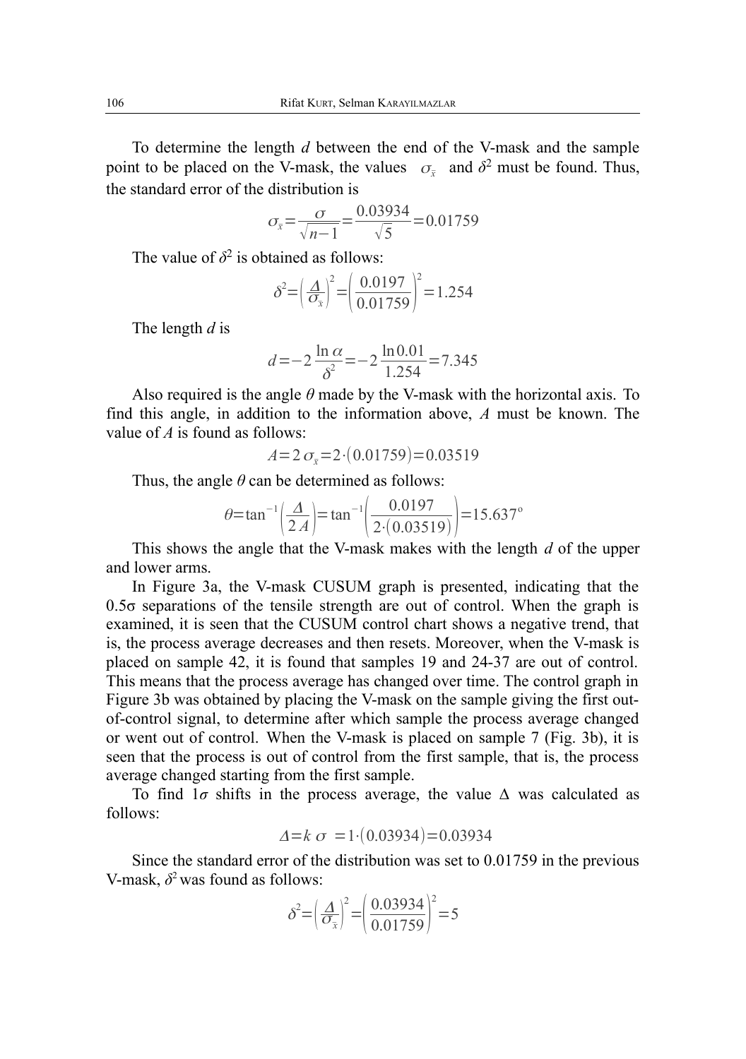To determine the length $d$ between the end of the V-mask and the sample point to be placed on the V-mask, the values $\sigma_{\bar{x}}$ and $\delta^2$ must be found. Thus, the standard error of the distribution is

$$\sigma_{\bar{x}} = \frac{\sigma}{\sqrt{n-1}} = \frac{0.03934}{\sqrt{5}} = 0.01759$$

The value of $\delta^2$ is obtained as follows:

$$\delta^2 = \left(\frac{\Delta}{\sigma_{\bar{x}}}\right)^2 = \left(\frac{0.0197}{0.01759}\right)^2 = 1.254$$

The length $d$ is

$$d = -2\frac{\ln \alpha}{\delta^2} = -2\frac{\ln 0.01}{1.254} = 7.345$$

Also required is the angle $\theta$ made by the V-mask with the horizontal axis. To find this angle, in addition to the information above, $A$ must be known. The value of $A$ is found as follows:

$$A = 2\,\sigma_{\bar{x}} = 2\cdot(0.01759) = 0.03519$$

Thus, the angle $\theta$ can be determined as follows:

$$\theta = \tan^{-1}\left(\frac{\Delta}{2A}\right) = \tan^{-1}\left(\frac{0.0197}{2\cdot(0.03519)}\right) = 15.637^{\circ}$$

This shows the angle that the V-mask makes with the length $d$ of the upper and lower arms.

In Figure 3a, the V-mask CUSUM graph is presented, indicating that the 0.5σ separations of the tensile strength are out of control. When the graph is examined, it is seen that the CUSUM control chart shows a negative trend, that is, the process average decreases and then resets. Moreover, when the V-mask is placed on sample 42, it is found that samples 19 and 24-37 are out of control. This means that the process average has changed over time. The control graph in Figure 3b was obtained by placing the V-mask on the sample giving the first out-of-control signal, to determine after which sample the process average changed or went out of control. When the V-mask is placed on sample 7 (Fig. 3b), it is seen that the process is out of control from the first sample, that is, the process average changed starting from the first sample.

To find $1\sigma$ shifts in the process average, the value $\Delta$ was calculated as follows:

$$\Delta = k\,\sigma = 1\cdot(0.03934) = 0.03934$$

Since the standard error of the distribution was set to 0.01759 in the previous V-mask, $\delta^2$ was found as follows:

$$\delta^2 = \left(\frac{\Delta}{\sigma_{\bar{x}}}\right)^2 = \left(\frac{0.03934}{0.01759}\right)^2 = 5$$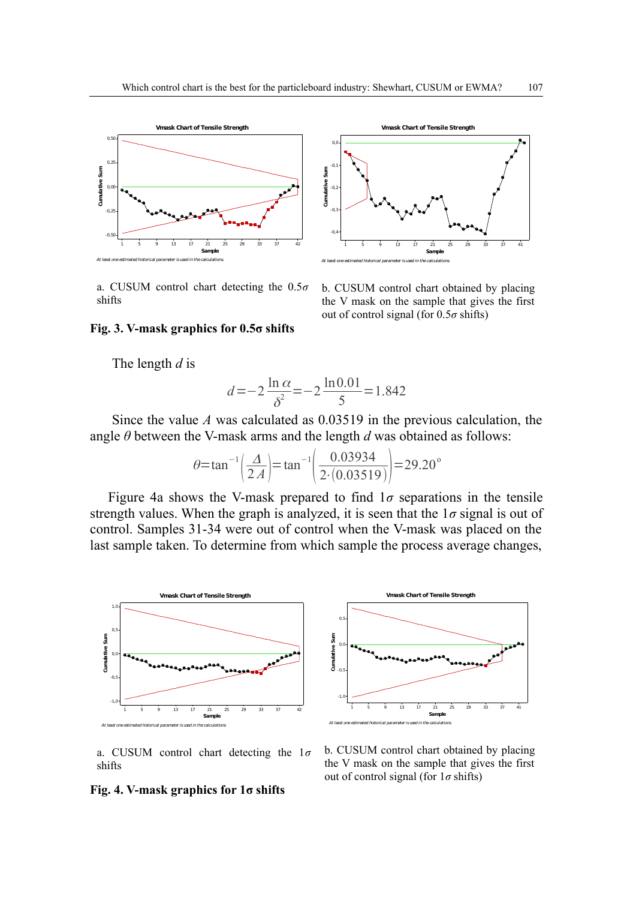a. CUSUM control chart detecting the $0.5\sigma$ shifts

b. CUSUM control chart obtained by placing the V mask on the sample that gives the first out of control signal (for $0.5\sigma$ shifts)

**Fig. 3. V-mask graphics for 0.5σ shifts**

The length $d$ is

$$d=-2\frac{\ln\alpha}{\delta^2}=-2\frac{\ln 0.01}{5}=1.842$$

Since the value $A$ was calculated as 0.03519 in the previous calculation, the angle $\theta$ between the V-mask arms and the length $d$ was obtained as follows:

$$\theta=\tan^{-1}\left(\frac{\Delta}{2A}\right)=\tan^{-1}\left(\frac{0.03934}{2\cdot(0.03519)}\right)=29.20^{\circ}$$

Figure 4a shows the V-mask prepared to find $1\sigma$ separations in the tensile strength values. When the graph is analyzed, it is seen that the $1\sigma$ signal is out of control. Samples 31-34 were out of control when the V-mask was placed on the last sample taken. To determine from which sample the process average changes,

a. CUSUM control chart detecting the $1\sigma$ shifts

b. CUSUM control chart obtained by placing the V mask on the sample that gives the first out of control signal (for $1\sigma$ shifts)

**Fig. 4. V-mask graphics for 1σ shifts**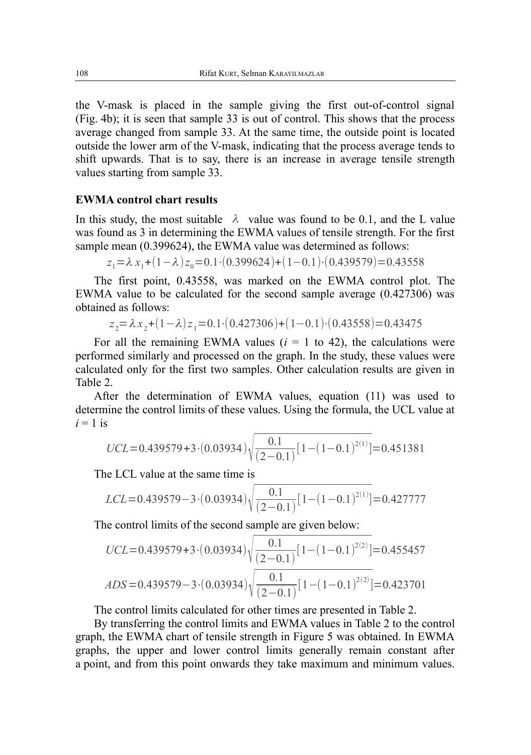the V-mask is placed in the sample giving the first out-of-control signal (Fig. 4b); it is seen that sample 33 is out of control. This shows that the process average changed from sample 33. At the same time, the outside point is located outside the lower arm of the V-mask, indicating that the process average tends to shift upwards. That is to say, there is an increase in average tensile strength values starting from sample 33.

**EWMA control chart results**

In this study, the most suitable $\lambda$ value was found to be 0.1, and the L value was found as 3 in determining the EWMA values of tensile strength. For the first sample mean (0.399624), the EWMA value was determined as follows:

$$z_1 = \lambda x_1 + (1-\lambda) z_0 = 0.1 \cdot (0.399624) + (1-0.1) \cdot (0.439579) = 0.43558$$

The first point, 0.43558, was marked on the EWMA control plot. The EWMA value to be calculated for the second sample average (0.427306) was obtained as follows:

$$z_2 = \lambda x_2 + (1-\lambda) z_1 = 0.1 \cdot (0.427306) + (1-0.1) \cdot (0.43558) = 0.43475$$

For all the remaining EWMA values ($i$ = 1 to 42), the calculations were performed similarly and processed on the graph. In the study, these values were calculated only for the first two samples. Other calculation results are given in Table 2.

After the determination of EWMA values, equation (11) was used to determine the control limits of these values. Using the formula, the UCL value at $i$ = 1 is

$$UCL = 0.439579 + 3 \cdot (0.03934) \sqrt{\frac{0.1}{(2-0.1)} [1-(1-0.1)^{2(1)}]} = 0.451381$$

The LCL value at the same time is

$$LCL = 0.439579 - 3 \cdot (0.03934) \sqrt{\frac{0.1}{(2-0.1)} [1-(1-0.1)^{2(1)}]} = 0.427777$$

The control limits of the second sample are given below:

$$UCL = 0.439579 + 3 \cdot (0.03934) \sqrt{\frac{0.1}{(2-0.1)} [1-(1-0.1)^{2(2)}]} = 0.455457$$

$$ADS = 0.439579 - 3 \cdot (0.03934) \sqrt{\frac{0.1}{(2-0.1)} [1-(1-0.1)^{2(2)}]} = 0.423701$$

The control limits calculated for other times are presented in Table 2.

By transferring the control limits and EWMA values in Table 2 to the control graph, the EWMA chart of tensile strength in Figure 5 was obtained. In EWMA graphs, the upper and lower control limits generally remain constant after a point, and from this point onwards they take maximum and minimum values.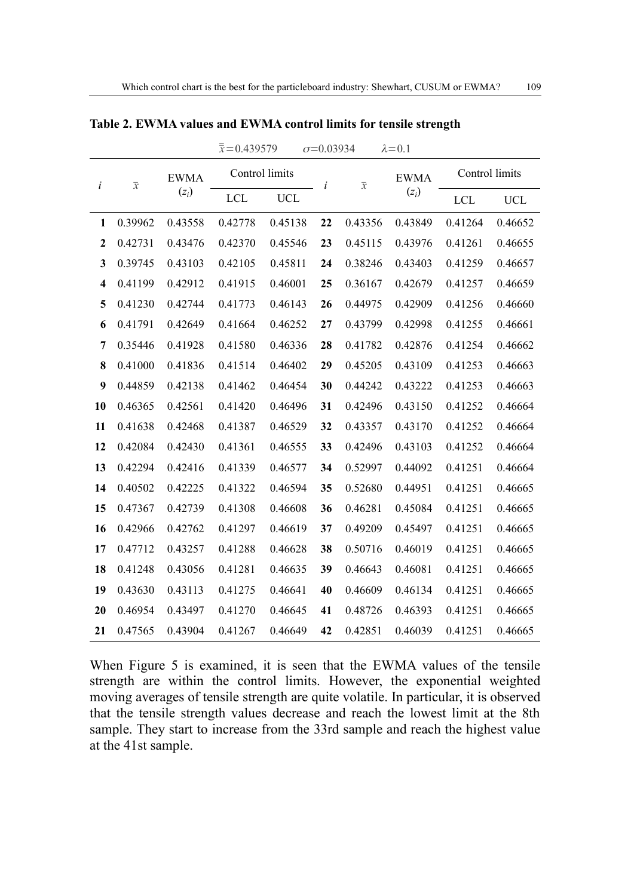**Table 2. EWMA values and EWMA control limits for tensile strength**

$\bar{\bar{x}}=0.439579$ $\sigma=0.03934$ $\lambda=0.1$

| $i$ | $\bar{x}$ | EWMA ($z_i$) | Control limits | | $i$ | $\bar{x}$ | EWMA ($z_i$) | Control limits | |
|---|---|---|---|---|---|---|---|---|---|
| | | | LCL | UCL | | | | LCL | UCL |
| **1** | 0.39962 | 0.43558 | 0.42778 | 0.45138 | **22** | 0.43356 | 0.43849 | 0.41264 | 0.46652 |
| **2** | 0.42731 | 0.43476 | 0.42370 | 0.45546 | **23** | 0.45115 | 0.43976 | 0.41261 | 0.46655 |
| **3** | 0.39745 | 0.43103 | 0.42105 | 0.45811 | **24** | 0.38246 | 0.43403 | 0.41259 | 0.46657 |
| **4** | 0.41199 | 0.42912 | 0.41915 | 0.46001 | **25** | 0.36167 | 0.42679 | 0.41257 | 0.46659 |
| **5** | 0.41230 | 0.42744 | 0.41773 | 0.46143 | **26** | 0.44975 | 0.42909 | 0.41256 | 0.46660 |
| **6** | 0.41791 | 0.42649 | 0.41664 | 0.46252 | **27** | 0.43799 | 0.42998 | 0.41255 | 0.46661 |
| **7** | 0.35446 | 0.41928 | 0.41580 | 0.46336 | **28** | 0.41782 | 0.42876 | 0.41254 | 0.46662 |
| **8** | 0.41000 | 0.41836 | 0.41514 | 0.46402 | **29** | 0.45205 | 0.43109 | 0.41253 | 0.46663 |
| **9** | 0.44859 | 0.42138 | 0.41462 | 0.46454 | **30** | 0.44242 | 0.43222 | 0.41253 | 0.46663 |
| **10** | 0.46365 | 0.42561 | 0.41420 | 0.46496 | **31** | 0.42496 | 0.43150 | 0.41252 | 0.46664 |
| **11** | 0.41638 | 0.42468 | 0.41387 | 0.46529 | **32** | 0.43357 | 0.43170 | 0.41252 | 0.46664 |
| **12** | 0.42084 | 0.42430 | 0.41361 | 0.46555 | **33** | 0.42496 | 0.43103 | 0.41252 | 0.46664 |
| **13** | 0.42294 | 0.42416 | 0.41339 | 0.46577 | **34** | 0.52997 | 0.44092 | 0.41251 | 0.46664 |
| **14** | 0.40502 | 0.42225 | 0.41322 | 0.46594 | **35** | 0.52680 | 0.44951 | 0.41251 | 0.46665 |
| **15** | 0.47367 | 0.42739 | 0.41308 | 0.46608 | **36** | 0.46281 | 0.45084 | 0.41251 | 0.46665 |
| **16** | 0.42966 | 0.42762 | 0.41297 | 0.46619 | **37** | 0.49209 | 0.45497 | 0.41251 | 0.46665 |
| **17** | 0.47712 | 0.43257 | 0.41288 | 0.46628 | **38** | 0.50716 | 0.46019 | 0.41251 | 0.46665 |
| **18** | 0.41248 | 0.43056 | 0.41281 | 0.46635 | **39** | 0.46643 | 0.46081 | 0.41251 | 0.46665 |
| **19** | 0.43630 | 0.43113 | 0.41275 | 0.46641 | **40** | 0.46609 | 0.46134 | 0.41251 | 0.46665 |
| **20** | 0.46954 | 0.43497 | 0.41270 | 0.46645 | **41** | 0.48726 | 0.46393 | 0.41251 | 0.46665 |
| **21** | 0.47565 | 0.43904 | 0.41267 | 0.46649 | **42** | 0.42851 | 0.46039 | 0.41251 | 0.46665 |

When Figure 5 is examined, it is seen that the EWMA values of the tensile strength are within the control limits. However, the exponential weighted moving averages of tensile strength are quite volatile. In particular, it is observed that the tensile strength values decrease and reach the lowest limit at the 8th sample. They start to increase from the 33rd sample and reach the highest value at the 41st sample.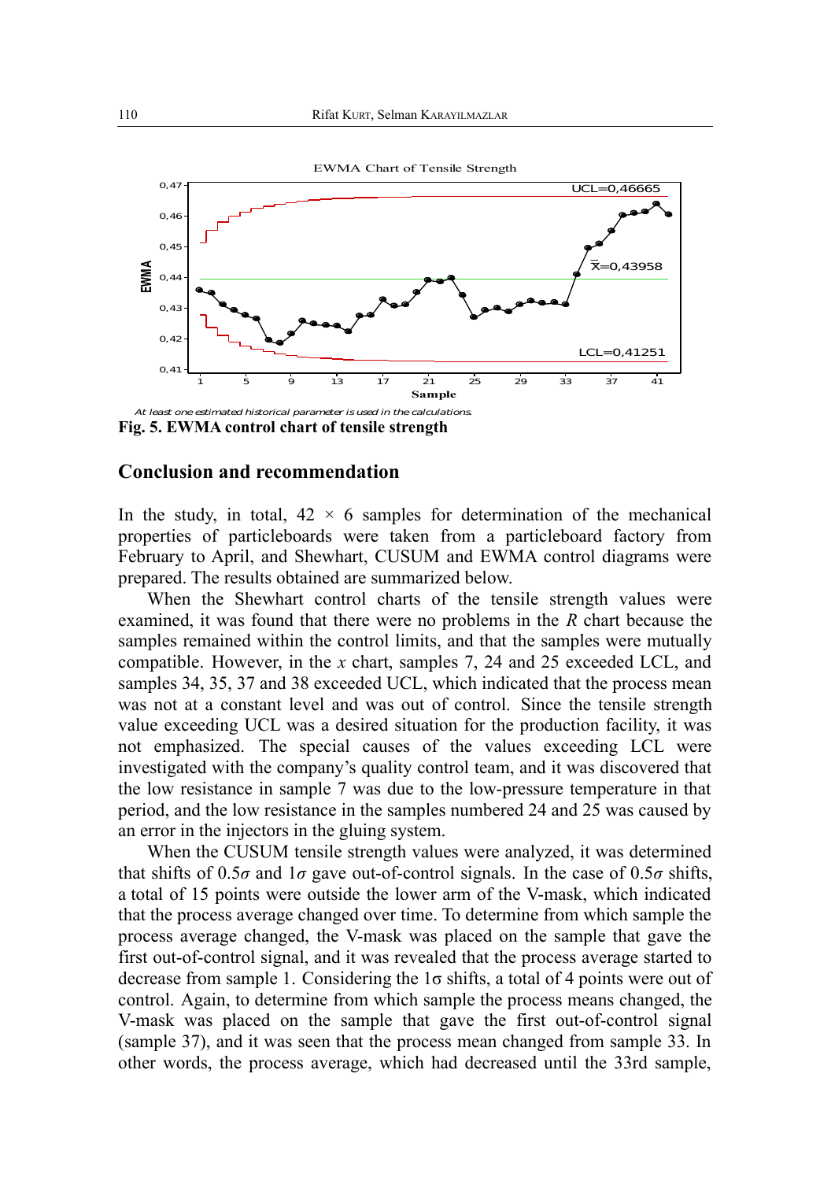EWMA Chart of Tensile Strength

At least one estimated historical parameter is used in the calculations.

**Fig. 5. EWMA control chart of tensile strength**

## Conclusion and recommendation

In the study, in total, 42 × 6 samples for determination of the mechanical properties of particleboards were taken from a particleboard factory from February to April, and Shewhart, CUSUM and EWMA control diagrams were prepared. The results obtained are summarized below.

When the Shewhart control charts of the tensile strength values were examined, it was found that there were no problems in the *R* chart because the samples remained within the control limits, and that the samples were mutually compatible. However, in the *x* chart, samples 7, 24 and 25 exceeded LCL, and samples 34, 35, 37 and 38 exceeded UCL, which indicated that the process mean was not at a constant level and was out of control. Since the tensile strength value exceeding UCL was a desired situation for the production facility, it was not emphasized. The special causes of the values exceeding LCL were investigated with the company's quality control team, and it was discovered that the low resistance in sample 7 was due to the low-pressure temperature in that period, and the low resistance in the samples numbered 24 and 25 was caused by an error in the injectors in the gluing system.

When the CUSUM tensile strength values were analyzed, it was determined that shifts of $0.5\sigma$ and $1\sigma$ gave out-of-control signals. In the case of $0.5\sigma$ shifts, a total of 15 points were outside the lower arm of the V-mask, which indicated that the process average changed over time. To determine from which sample the process average changed, the V-mask was placed on the sample that gave the first out-of-control signal, and it was revealed that the process average started to decrease from sample 1. Considering the $1\sigma$ shifts, a total of 4 points were out of control. Again, to determine from which sample the process means changed, the V-mask was placed on the sample that gave the first out-of-control signal (sample 37), and it was seen that the process mean changed from sample 33. In other words, the process average, which had decreased until the 33rd sample,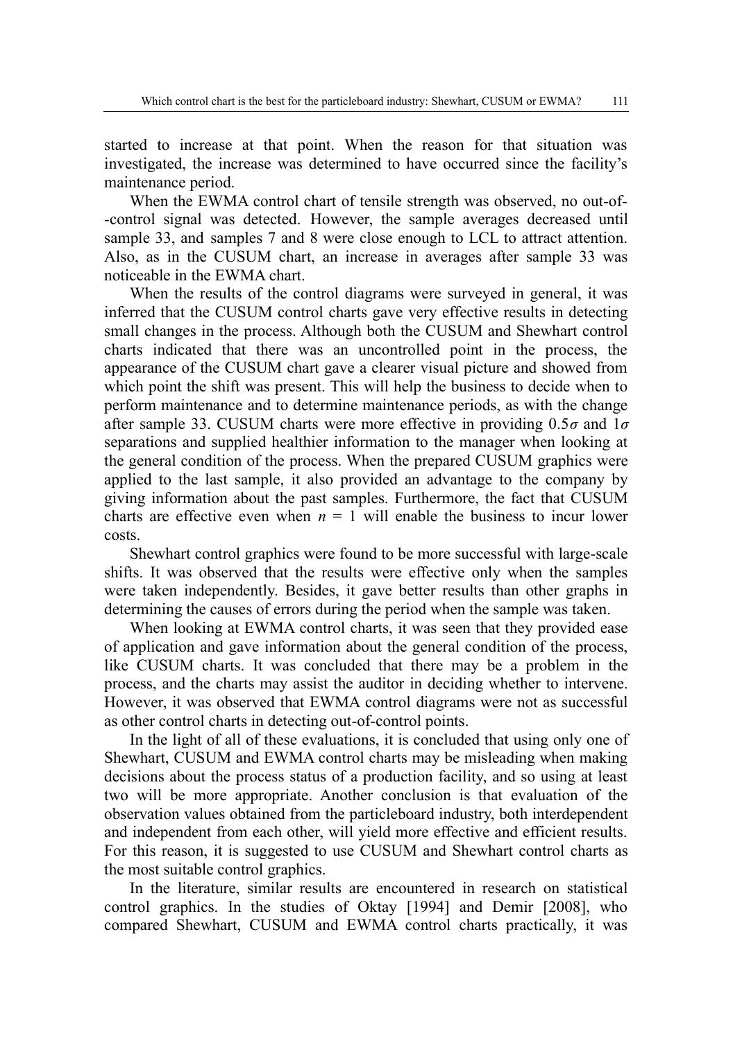started to increase at that point. When the reason for that situation was investigated, the increase was determined to have occurred since the facility's maintenance period.

When the EWMA control chart of tensile strength was observed, no out-of--control signal was detected. However, the sample averages decreased until sample 33, and samples 7 and 8 were close enough to LCL to attract attention. Also, as in the CUSUM chart, an increase in averages after sample 33 was noticeable in the EWMA chart.

When the results of the control diagrams were surveyed in general, it was inferred that the CUSUM control charts gave very effective results in detecting small changes in the process. Although both the CUSUM and Shewhart control charts indicated that there was an uncontrolled point in the process, the appearance of the CUSUM chart gave a clearer visual picture and showed from which point the shift was present. This will help the business to decide when to perform maintenance and to determine maintenance periods, as with the change after sample 33. CUSUM charts were more effective in providing $0.5\sigma$ and $1\sigma$ separations and supplied healthier information to the manager when looking at the general condition of the process. When the prepared CUSUM graphics were applied to the last sample, it also provided an advantage to the company by giving information about the past samples. Furthermore, the fact that CUSUM charts are effective even when $n = 1$ will enable the business to incur lower costs.

Shewhart control graphics were found to be more successful with large-scale shifts. It was observed that the results were effective only when the samples were taken independently. Besides, it gave better results than other graphs in determining the causes of errors during the period when the sample was taken.

When looking at EWMA control charts, it was seen that they provided ease of application and gave information about the general condition of the process, like CUSUM charts. It was concluded that there may be a problem in the process, and the charts may assist the auditor in deciding whether to intervene. However, it was observed that EWMA control diagrams were not as successful as other control charts in detecting out-of-control points.

In the light of all of these evaluations, it is concluded that using only one of Shewhart, CUSUM and EWMA control charts may be misleading when making decisions about the process status of a production facility, and so using at least two will be more appropriate. Another conclusion is that evaluation of the observation values obtained from the particleboard industry, both interdependent and independent from each other, will yield more effective and efficient results. For this reason, it is suggested to use CUSUM and Shewhart control charts as the most suitable control graphics.

In the literature, similar results are encountered in research on statistical control graphics. In the studies of Oktay [1994] and Demir [2008], who compared Shewhart, CUSUM and EWMA control charts practically, it was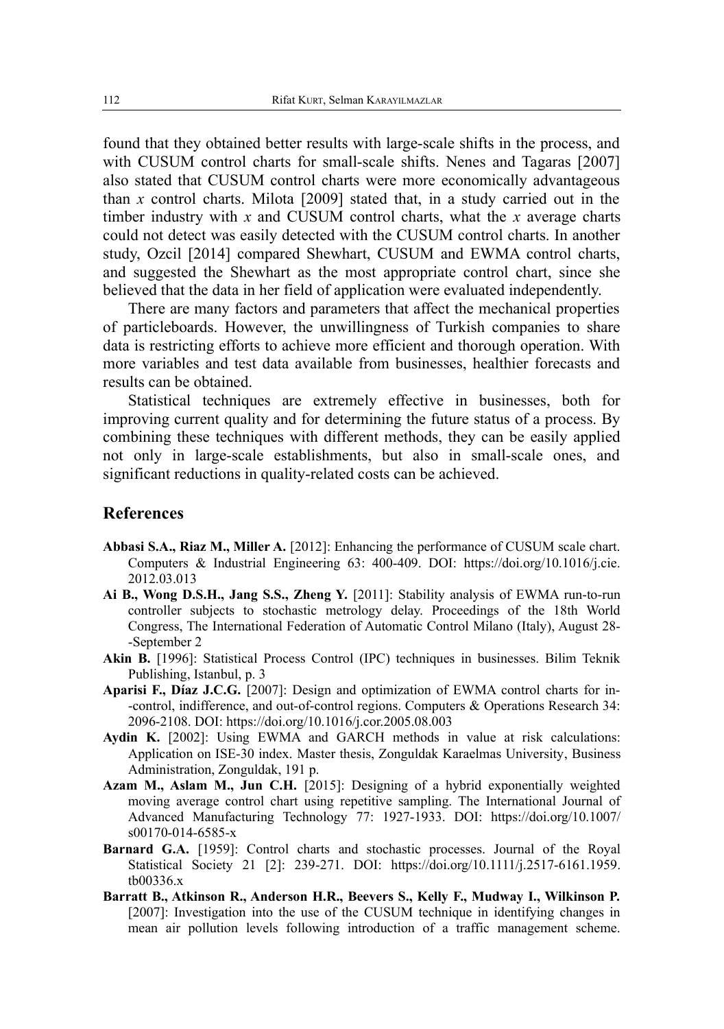found that they obtained better results with large-scale shifts in the process, and with CUSUM control charts for small-scale shifts. Nenes and Tagaras [2007] also stated that CUSUM control charts were more economically advantageous than $x$ control charts. Milota [2009] stated that, in a study carried out in the timber industry with $x$ and CUSUM control charts, what the $x$ average charts could not detect was easily detected with the CUSUM control charts. In another study, Ozcil [2014] compared Shewhart, CUSUM and EWMA control charts, and suggested the Shewhart as the most appropriate control chart, since she believed that the data in her field of application were evaluated independently.

There are many factors and parameters that affect the mechanical properties of particleboards. However, the unwillingness of Turkish companies to share data is restricting efforts to achieve more efficient and thorough operation. With more variables and test data available from businesses, healthier forecasts and results can be obtained.

Statistical techniques are extremely effective in businesses, both for improving current quality and for determining the future status of a process. By combining these techniques with different methods, they can be easily applied not only in large-scale establishments, but also in small-scale ones, and significant reductions in quality-related costs can be achieved.

## References

**Abbasi S.A., Riaz M., Miller A.** [2012]: Enhancing the performance of CUSUM scale chart. Computers & Industrial Engineering 63: 400-409. DOI: https://doi.org/10.1016/j.cie.2012.03.013

**Ai B., Wong D.S.H., Jang S.S., Zheng Y.** [2011]: Stability analysis of EWMA run-to-run controller subjects to stochastic metrology delay. Proceedings of the 18th World Congress, The International Federation of Automatic Control Milano (Italy), August 28--September 2

**Akin B.** [1996]: Statistical Process Control (IPC) techniques in businesses. Bilim Teknik Publishing, Istanbul, p. 3

**Aparisi F., Díaz J.C.G.** [2007]: Design and optimization of EWMA control charts for in--control, indifference, and out-of-control regions. Computers & Operations Research 34: 2096-2108. DOI: https://doi.org/10.1016/j.cor.2005.08.003

**Aydin K.** [2002]: Using EWMA and GARCH methods in value at risk calculations: Application on ISE-30 index. Master thesis, Zonguldak Karaelmas University, Business Administration, Zonguldak, 191 p.

**Azam M., Aslam M., Jun C.H.** [2015]: Designing of a hybrid exponentially weighted moving average control chart using repetitive sampling. The International Journal of Advanced Manufacturing Technology 77: 1927-1933. DOI: https://doi.org/10.1007/s00170-014-6585-x

**Barnard G.A.** [1959]: Control charts and stochastic processes. Journal of the Royal Statistical Society 21 [2]: 239-271. DOI: https://doi.org/10.1111/j.2517-6161.1959.tb00336.x

**Barratt B., Atkinson R., Anderson H.R., Beevers S., Kelly F., Mudway I., Wilkinson P.** [2007]: Investigation into the use of the CUSUM technique in identifying changes in mean air pollution levels following introduction of a traffic management scheme.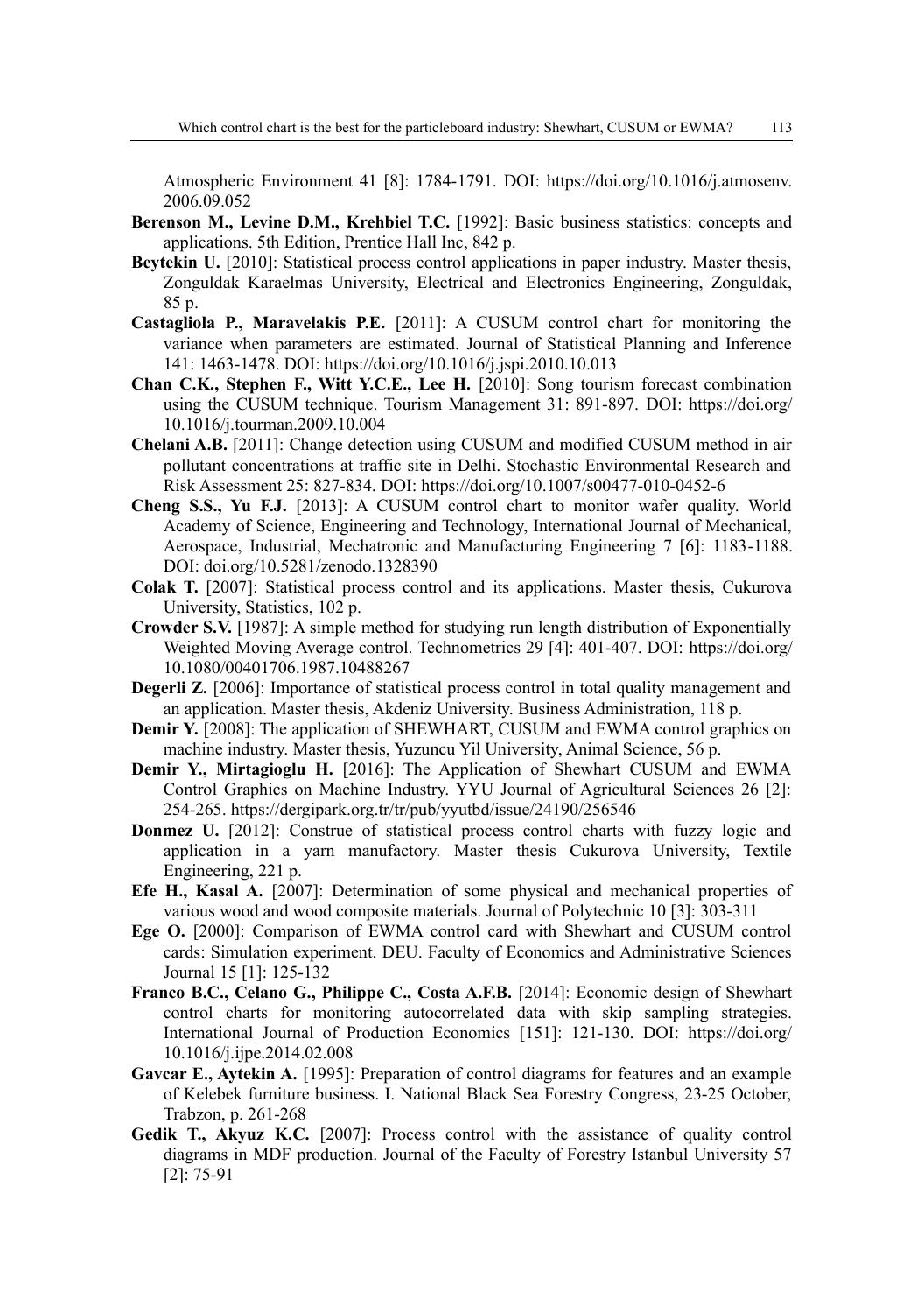Atmospheric Environment 41 [8]: 1784-1791. DOI: https://doi.org/10.1016/j.atmosenv.2006.09.052

**Berenson M., Levine D.M., Krehbiel T.C.** [1992]: Basic business statistics: concepts and applications. 5th Edition, Prentice Hall Inc, 842 p.

**Beytekin U.** [2010]: Statistical process control applications in paper industry. Master thesis, Zonguldak Karaelmas University, Electrical and Electronics Engineering, Zonguldak, 85 p.

**Castagliola P., Maravelakis P.E.** [2011]: A CUSUM control chart for monitoring the variance when parameters are estimated. Journal of Statistical Planning and Inference 141: 1463-1478. DOI: https://doi.org/10.1016/j.jspi.2010.10.013

**Chan C.K., Stephen F., Witt Y.C.E., Lee H.** [2010]: Song tourism forecast combination using the CUSUM technique. Tourism Management 31: 891-897. DOI: https://doi.org/10.1016/j.tourman.2009.10.004

**Chelani A.B.** [2011]: Change detection using CUSUM and modified CUSUM method in air pollutant concentrations at traffic site in Delhi. Stochastic Environmental Research and Risk Assessment 25: 827-834. DOI: https://doi.org/10.1007/s00477-010-0452-6

**Cheng S.S., Yu F.J.** [2013]: A CUSUM control chart to monitor wafer quality. World Academy of Science, Engineering and Technology, International Journal of Mechanical, Aerospace, Industrial, Mechatronic and Manufacturing Engineering 7 [6]: 1183-1188. DOI: doi.org/10.5281/zenodo.1328390

**Colak T.** [2007]: Statistical process control and its applications. Master thesis, Cukurova University, Statistics, 102 p.

**Crowder S.V.** [1987]: A simple method for studying run length distribution of Exponentially Weighted Moving Average control. Technometrics 29 [4]: 401-407. DOI: https://doi.org/10.1080/00401706.1987.10488267

**Degerli Z.** [2006]: Importance of statistical process control in total quality management and an application. Master thesis, Akdeniz University. Business Administration, 118 p.

**Demir Y.** [2008]: The application of SHEWHART, CUSUM and EWMA control graphics on machine industry. Master thesis, Yuzuncu Yil University, Animal Science, 56 p.

**Demir Y., Mirtagioglu H.** [2016]: The Application of Shewhart CUSUM and EWMA Control Graphics on Machine Industry. YYU Journal of Agricultural Sciences 26 [2]: 254-265. https://dergipark.org.tr/tr/pub/yyutbd/issue/24190/256546

**Donmez U.** [2012]: Construe of statistical process control charts with fuzzy logic and application in a yarn manufactory. Master thesis Cukurova University, Textile Engineering, 221 p.

**Efe H., Kasal A.** [2007]: Determination of some physical and mechanical properties of various wood and wood composite materials. Journal of Polytechnic 10 [3]: 303-311

**Ege O.** [2000]: Comparison of EWMA control card with Shewhart and CUSUM control cards: Simulation experiment. DEU. Faculty of Economics and Administrative Sciences Journal 15 [1]: 125-132

**Franco B.C., Celano G., Philippe C., Costa A.F.B.** [2014]: Economic design of Shewhart control charts for monitoring autocorrelated data with skip sampling strategies. International Journal of Production Economics [151]: 121-130. DOI: https://doi.org/10.1016/j.ijpe.2014.02.008

**Gavcar E., Aytekin A.** [1995]: Preparation of control diagrams for features and an example of Kelebek furniture business. I. National Black Sea Forestry Congress, 23-25 October, Trabzon, p. 261-268

**Gedik T., Akyuz K.C.** [2007]: Process control with the assistance of quality control diagrams in MDF production. Journal of the Faculty of Forestry Istanbul University 57 [2]: 75-91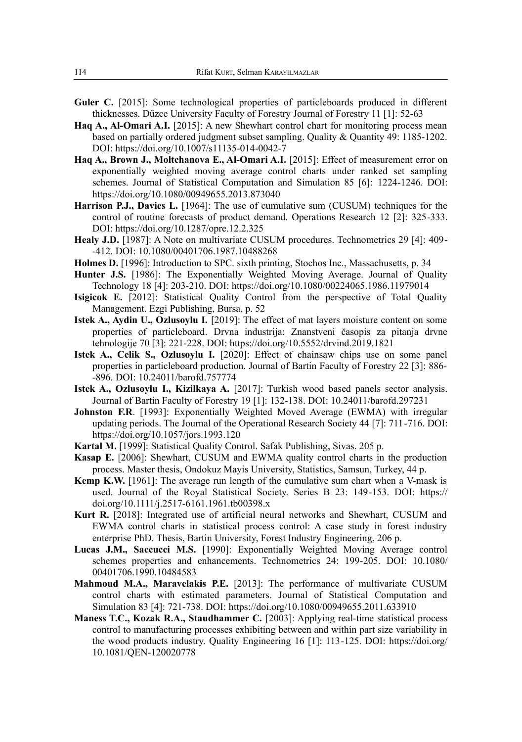**Guler C.** [2015]: Some technological properties of particleboards produced in different thicknesses. Düzce University Faculty of Forestry Journal of Forestry 11 [1]: 52-63

**Haq A., Al-Omari A.I.** [2015]: A new Shewhart control chart for monitoring process mean based on partially ordered judgment subset sampling. Quality & Quantity 49: 1185-1202. DOI: https://doi.org/10.1007/s11135-014-0042-7

**Haq A., Brown J., Moltchanova E., Al-Omari A.I.** [2015]: Effect of measurement error on exponentially weighted moving average control charts under ranked set sampling schemes. Journal of Statistical Computation and Simulation 85 [6]: 1224-1246. DOI: https://doi.org/10.1080/00949655.2013.873040

**Harrison P.J., Davies L.** [1964]: The use of cumulative sum (CUSUM) techniques for the control of routine forecasts of product demand. Operations Research 12 [2]: 325-333. DOI: https://doi.org/10.1287/opre.12.2.325

**Healy J.D.** [1987]: A Note on multivariate CUSUM procedures. Technometrics 29 [4]: 409--412. DOI: 10.1080/00401706.1987.10488268

**Holmes D.** [1996]: Introduction to SPC. sixth printing, Stochos Inc., Massachusetts, p. 34

**Hunter J.S.** [1986]: The Exponentially Weighted Moving Average. Journal of Quality Technology 18 [4]: 203-210. DOI: https://doi.org/10.1080/00224065.1986.11979014

**Isigicok E.** [2012]: Statistical Quality Control from the perspective of Total Quality Management. Ezgi Publishing, Bursa, p. 52

**Istek A., Aydin U., Ozlusoylu I.** [2019]: The effect of mat layers moisture content on some properties of particleboard. Drvna industrija: Znanstveni časopis za pitanja drvne tehnologije 70 [3]: 221-228. DOI: https://doi.org/10.5552/drvind.2019.1821

**Istek A., Celik S., Ozlusoylu I.** [2020]: Effect of chainsaw chips use on some panel properties in particleboard production. Journal of Bartin Faculty of Forestry 22 [3]: 886--896. DOI: 10.24011/barofd.757774

**Istek A., Ozlusoylu I., Kizilkaya A.** [2017]: Turkish wood based panels sector analysis. Journal of Bartin Faculty of Forestry 19 [1]: 132-138. DOI: 10.24011/barofd.297231

**Johnston F.R**. [1993]: Exponentially Weighted Moved Average (EWMA) with irregular updating periods. The Journal of the Operational Research Society 44 [7]: 711-716. DOI: https://doi.org/10.1057/jors.1993.120

**Kartal M.** [1999]: Statistical Quality Control. Safak Publishing, Sivas. 205 p.

**Kasap E.** [2006]: Shewhart, CUSUM and EWMA quality control charts in the production process. Master thesis, Ondokuz Mayis University, Statistics, Samsun, Turkey, 44 p.

**Kemp K.W.** [1961]: The average run length of the cumulative sum chart when a V-mask is used. Journal of the Royal Statistical Society. Series B 23: 149-153. DOI: https://doi.org/10.1111/j.2517-6161.1961.tb00398.x

**Kurt R.** [2018]: Integrated use of artificial neural networks and Shewhart, CUSUM and EWMA control charts in statistical process control: A case study in forest industry enterprise PhD. Thesis, Bartin University, Forest Industry Engineering, 206 p.

**Lucas J.M., Saccucci M.S.** [1990]: Exponentially Weighted Moving Average control schemes properties and enhancements. Technometrics 24: 199-205. DOI: 10.1080/00401706.1990.10484583

**Mahmoud M.A., Maravelakis P.E.** [2013]: The performance of multivariate CUSUM control charts with estimated parameters. Journal of Statistical Computation and Simulation 83 [4]: 721-738. DOI: https://doi.org/10.1080/00949655.2011.633910

**Maness T.C., Kozak R.A., Staudhammer C.** [2003]: Applying real-time statistical process control to manufacturing processes exhibiting between and within part size variability in the wood products industry. Quality Engineering 16 [1]: 113-125. DOI: https://doi.org/10.1081/QEN-120020778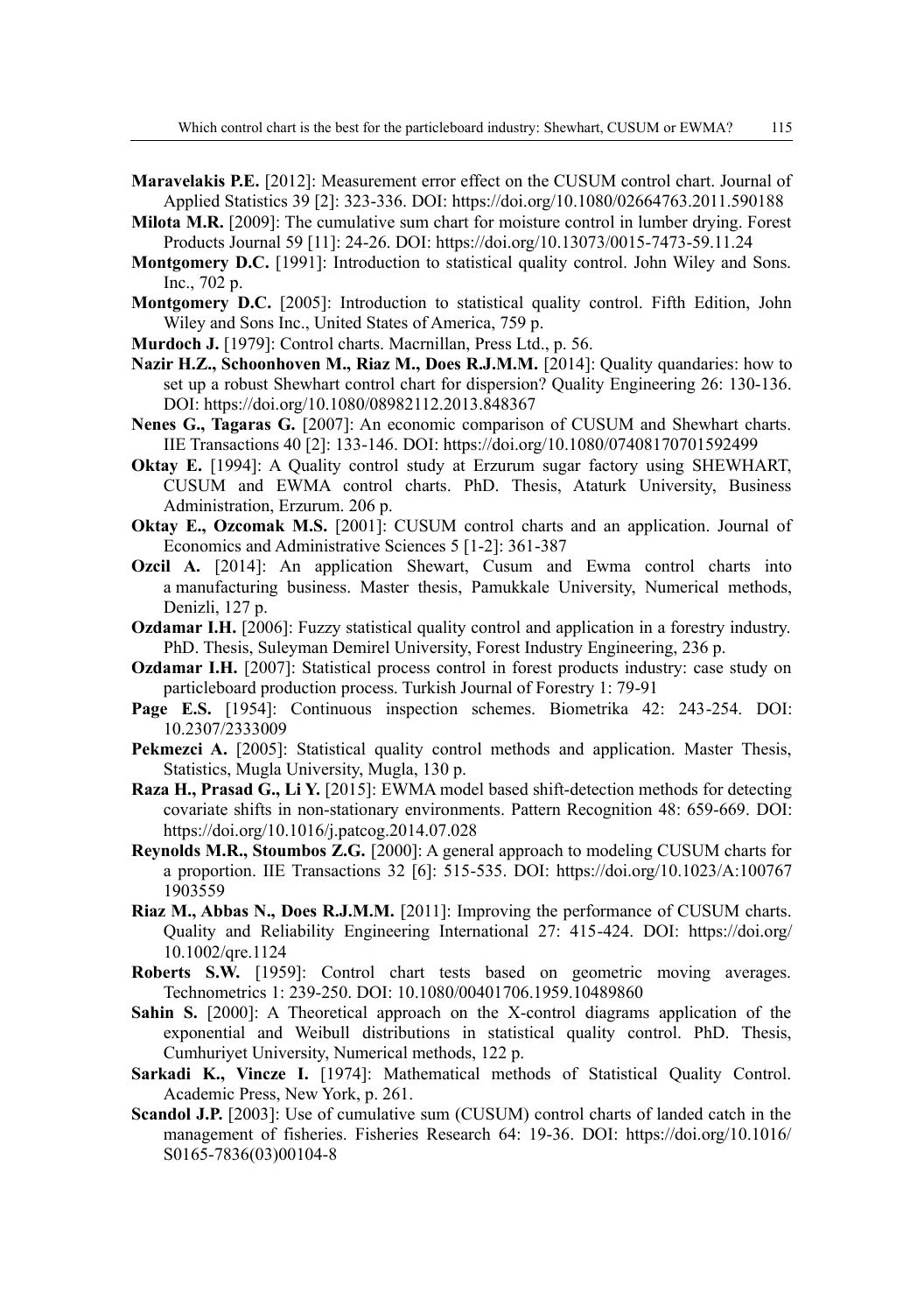**Maravelakis P.E.** [2012]: Measurement error effect on the CUSUM control chart. Journal of Applied Statistics 39 [2]: 323-336. DOI: https://doi.org/10.1080/02664763.2011.590188

**Milota M.R.** [2009]: The cumulative sum chart for moisture control in lumber drying. Forest Products Journal 59 [11]: 24-26. DOI: https://doi.org/10.13073/0015-7473-59.11.24

**Montgomery D.C.** [1991]: Introduction to statistical quality control. John Wiley and Sons. Inc., 702 p.

**Montgomery D.C.** [2005]: Introduction to statistical quality control. Fifth Edition, John Wiley and Sons Inc., United States of America, 759 p.

**Murdoch J.** [1979]: Control charts. Macrnillan, Press Ltd., p. 56.

**Nazir H.Z., Schoonhoven M., Riaz M., Does R.J.M.M.** [2014]: Quality quandaries: how to set up a robust Shewhart control chart for dispersion? Quality Engineering 26: 130-136. DOI: https://doi.org/10.1080/08982112.2013.848367

**Nenes G., Tagaras G.** [2007]: An economic comparison of CUSUM and Shewhart charts. IIE Transactions 40 [2]: 133-146. DOI: https://doi.org/10.1080/07408170701592499

**Oktay E.** [1994]: A Quality control study at Erzurum sugar factory using SHEWHART, CUSUM and EWMA control charts. PhD. Thesis, Ataturk University, Business Administration, Erzurum. 206 p.

**Oktay E., Ozcomak M.S.** [2001]: CUSUM control charts and an application. Journal of Economics and Administrative Sciences 5 [1-2]: 361-387

**Ozcil A.** [2014]: An application Shewart, Cusum and Ewma control charts into a manufacturing business. Master thesis, Pamukkale University, Numerical methods, Denizli, 127 p.

**Ozdamar I.H.** [2006]: Fuzzy statistical quality control and application in a forestry industry. PhD. Thesis, Suleyman Demirel University, Forest Industry Engineering, 236 p.

**Ozdamar I.H.** [2007]: Statistical process control in forest products industry: case study on particleboard production process. Turkish Journal of Forestry 1: 79-91

**Page E.S.** [1954]: Continuous inspection schemes. Biometrika 42: 243-254. DOI: 10.2307/2333009

**Pekmezci A.** [2005]: Statistical quality control methods and application. Master Thesis, Statistics, Mugla University, Mugla, 130 p.

**Raza H., Prasad G., Li Y.** [2015]: EWMA model based shift-detection methods for detecting covariate shifts in non-stationary environments. Pattern Recognition 48: 659-669. DOI: https://doi.org/10.1016/j.patcog.2014.07.028

**Reynolds M.R., Stoumbos Z.G.** [2000]: A general approach to modeling CUSUM charts for a proportion. IIE Transactions 32 [6]: 515-535. DOI: https://doi.org/10.1023/A:1007671903559

**Riaz M., Abbas N., Does R.J.M.M.** [2011]: Improving the performance of CUSUM charts. Quality and Reliability Engineering International 27: 415-424. DOI: https://doi.org/10.1002/qre.1124

**Roberts S.W.** [1959]: Control chart tests based on geometric moving averages. Technometrics 1: 239-250. DOI: 10.1080/00401706.1959.10489860

**Sahin S.** [2000]: A Theoretical approach on the X-control diagrams application of the exponential and Weibull distributions in statistical quality control. PhD. Thesis, Cumhuriyet University, Numerical methods, 122 p.

**Sarkadi K., Vincze I.** [1974]: Mathematical methods of Statistical Quality Control. Academic Press, New York, p. 261.

**Scandol J.P.** [2003]: Use of cumulative sum (CUSUM) control charts of landed catch in the management of fisheries. Fisheries Research 64: 19-36. DOI: https://doi.org/10.1016/S0165-7836(03)00104-8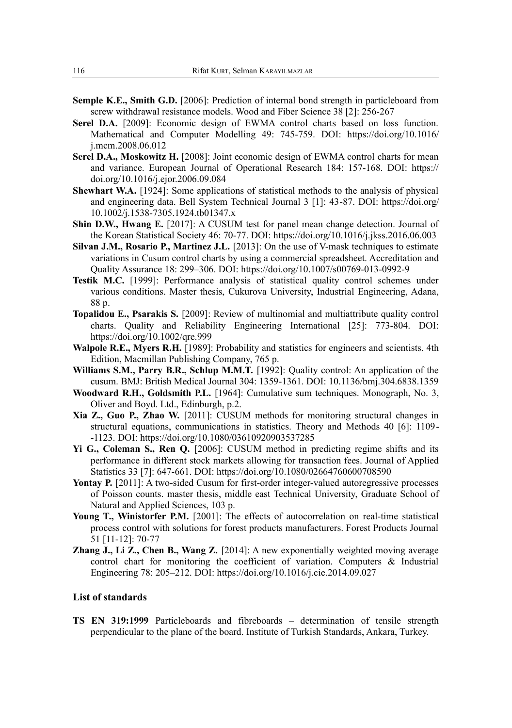**Semple K.E., Smith G.D.** [2006]: Prediction of internal bond strength in particleboard from screw withdrawal resistance models. Wood and Fiber Science 38 [2]: 256-267

**Serel D.A.** [2009]: Economic design of EWMA control charts based on loss function. Mathematical and Computer Modelling 49: 745-759. DOI: https://doi.org/10.1016/j.mcm.2008.06.012

**Serel D.A., Moskowitz H.** [2008]: Joint economic design of EWMA control charts for mean and variance. European Journal of Operational Research 184: 157-168. DOI: https://doi.org/10.1016/j.ejor.2006.09.084

**Shewhart W.A.** [1924]: Some applications of statistical methods to the analysis of physical and engineering data. Bell System Technical Journal 3 [1]: 43-87. DOI: https://doi.org/10.1002/j.1538-7305.1924.tb01347.x

**Shin D.W., Hwang E.** [2017]: A CUSUM test for panel mean change detection. Journal of the Korean Statistical Society 46: 70-77. DOI: https://doi.org/10.1016/j.jkss.2016.06.003

**Silvan J.M., Rosario P., Martinez J.L.** [2013]: On the use of V-mask techniques to estimate variations in Cusum control charts by using a commercial spreadsheet. Accreditation and Quality Assurance 18: 299–306. DOI: https://doi.org/10.1007/s00769-013-0992-9

**Testik M.C.** [1999]: Performance analysis of statistical quality control schemes under various conditions. Master thesis, Cukurova University, Industrial Engineering, Adana, 88 p.

**Topalidou E., Psarakis S.** [2009]: Review of multinomial and multiattribute quality control charts. Quality and Reliability Engineering International [25]: 773-804. DOI: https://doi.org/10.1002/qre.999

**Walpole R.E., Myers R.H.** [1989]: Probability and statistics for engineers and scientists. 4th Edition, Macmillan Publishing Company, 765 p.

**Williams S.M., Parry B.R., Schlup M.M.T.** [1992]: Quality control: An application of the cusum. BMJ: British Medical Journal 304: 1359-1361. DOI: 10.1136/bmj.304.6838.1359

**Woodward R.H., Goldsmith P.L.** [1964]: Cumulative sum techniques. Monograph, No. 3, Oliver and Boyd. Ltd., Edinburgh, p.2.

**Xia Z., Guo P., Zhao W.** [2011]: CUSUM methods for monitoring structural changes in structural equations, communications in statistics. Theory and Methods 40 [6]: 1109--1123. DOI: https://doi.org/10.1080/03610920903537285

**Yi G., Coleman S., Ren Q.** [2006]: CUSUM method in predicting regime shifts and its performance in different stock markets allowing for transaction fees. Journal of Applied Statistics 33 [7]: 647-661. DOI: https://doi.org/10.1080/02664760600708590

**Yontay P.** [2011]: A two-sided Cusum for first-order integer-valued autoregressive processes of Poisson counts. master thesis, middle east Technical University, Graduate School of Natural and Applied Sciences, 103 p.

**Young T., Winistorfer P.M.** [2001]: The effects of autocorrelation on real-time statistical process control with solutions for forest products manufacturers. Forest Products Journal 51 [11-12]: 70-77

**Zhang J., Li Z., Chen B., Wang Z.** [2014]: A new exponentially weighted moving average control chart for monitoring the coefficient of variation. Computers & Industrial Engineering 78: 205–212. DOI: https://doi.org/10.1016/j.cie.2014.09.027

## List of standards

**TS EN 319:1999** Particleboards and fibreboards – determination of tensile strength perpendicular to the plane of the board. Institute of Turkish Standards, Ankara, Turkey.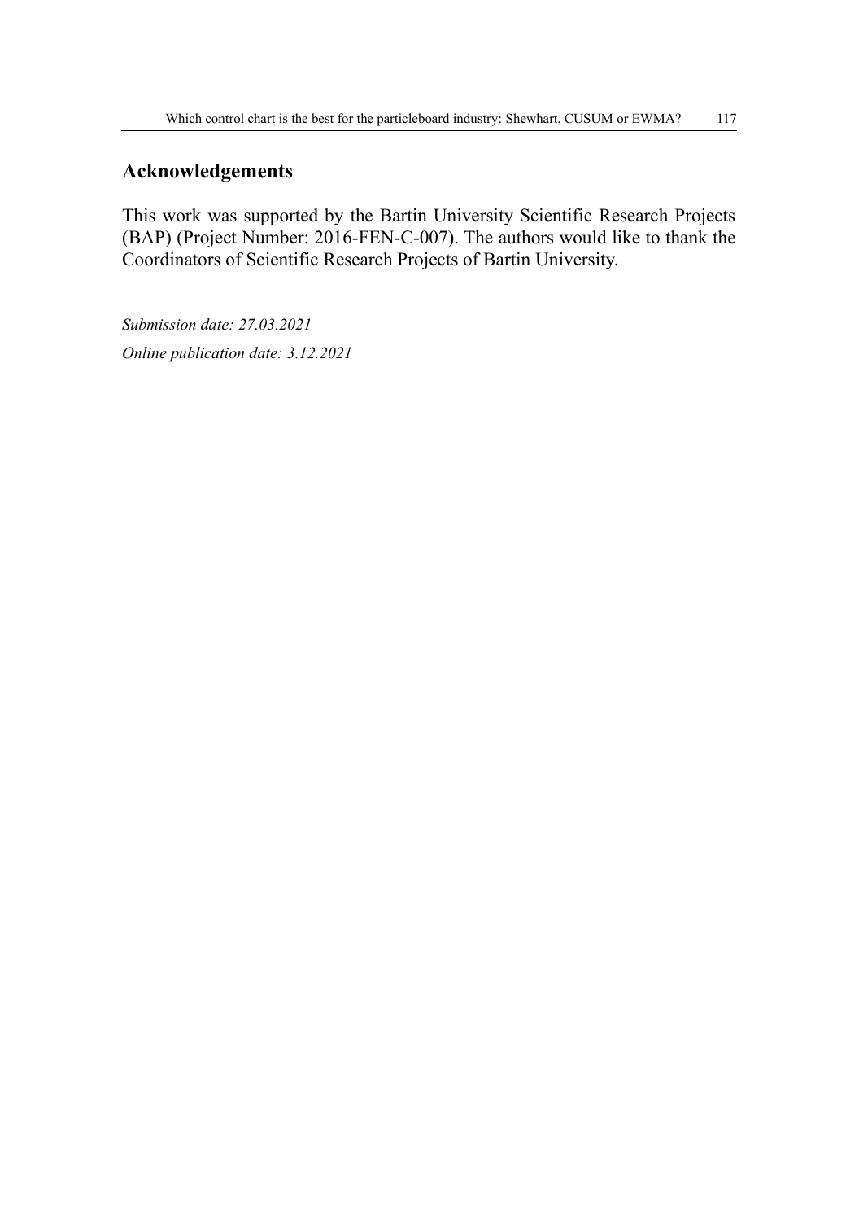## Acknowledgements

This work was supported by the Bartin University Scientific Research Projects (BAP) (Project Number: 2016-FEN-C-007). The authors would like to thank the Coordinators of Scientific Research Projects of Bartin University.

*Submission date: 27.03.2021*

*Online publication date: 3.12.2021*